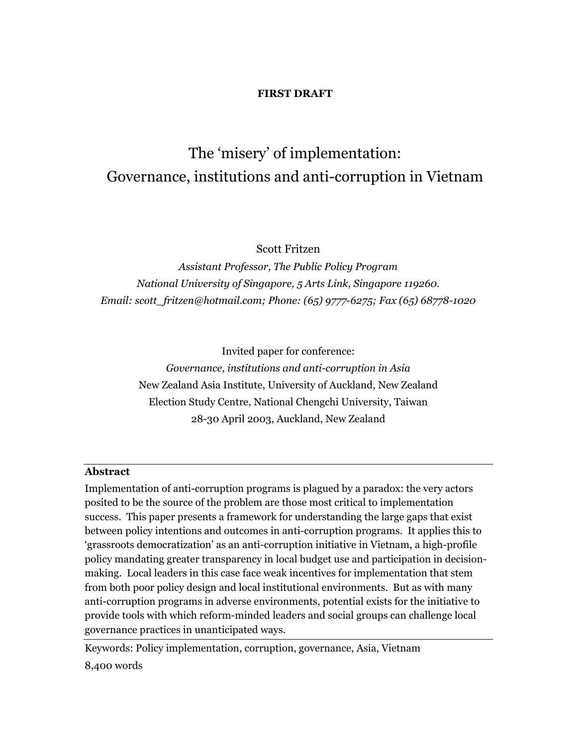**FIRST DRAFT**

# The 'misery' of implementation: Governance, institutions and anti-corruption in Vietnam

Scott Fritzen

*Assistant Professor, The Public Policy Program*
*National University of Singapore, 5 Arts Link, Singapore 119260.*
*Email: scott_fritzen@hotmail.com; Phone: (65) 9777-6275; Fax (65) 68778-1020*

Invited paper for conference:
*Governance, institutions and anti-corruption in Asia*
New Zealand Asia Institute, University of Auckland, New Zealand
Election Study Centre, National Chengchi University, Taiwan
28-30 April 2003, Auckland, New Zealand

---

**Abstract**

Implementation of anti-corruption programs is plagued by a paradox: the very actors posited to be the source of the problem are those most critical to implementation success. This paper presents a framework for understanding the large gaps that exist between policy intentions and outcomes in anti-corruption programs. It applies this to 'grassroots democratization' as an anti-corruption initiative in Vietnam, a high-profile policy mandating greater transparency in local budget use and participation in decision-making. Local leaders in this case face weak incentives for implementation that stem from both poor policy design and local institutional environments. But as with many anti-corruption programs in adverse environments, potential exists for the initiative to provide tools with which reform-minded leaders and social groups can challenge local governance practices in unanticipated ways.

---

Keywords: Policy implementation, corruption, governance, Asia, Vietnam

8,400 words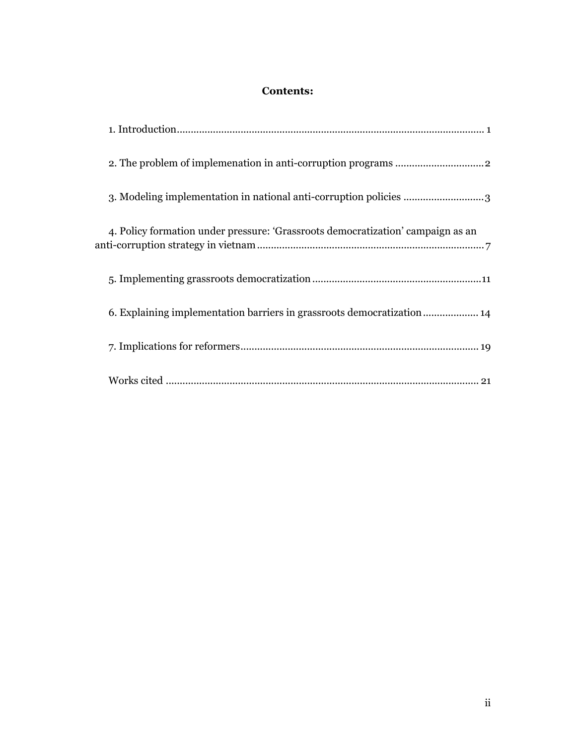**Contents:**

1. Introduction .......... 1

2. The problem of implemenation in anti-corruption programs .......... 2

3. Modeling implementation in national anti-corruption policies .......... 3

4. Policy formation under pressure: 'Grassroots democratization' campaign as an anti-corruption strategy in vietnam .......... 7

5. Implementing grassroots democratization .......... 11

6. Explaining implementation barriers in grassroots democratization .......... 14

7. Implications for reformers .......... 19

Works cited .......... 21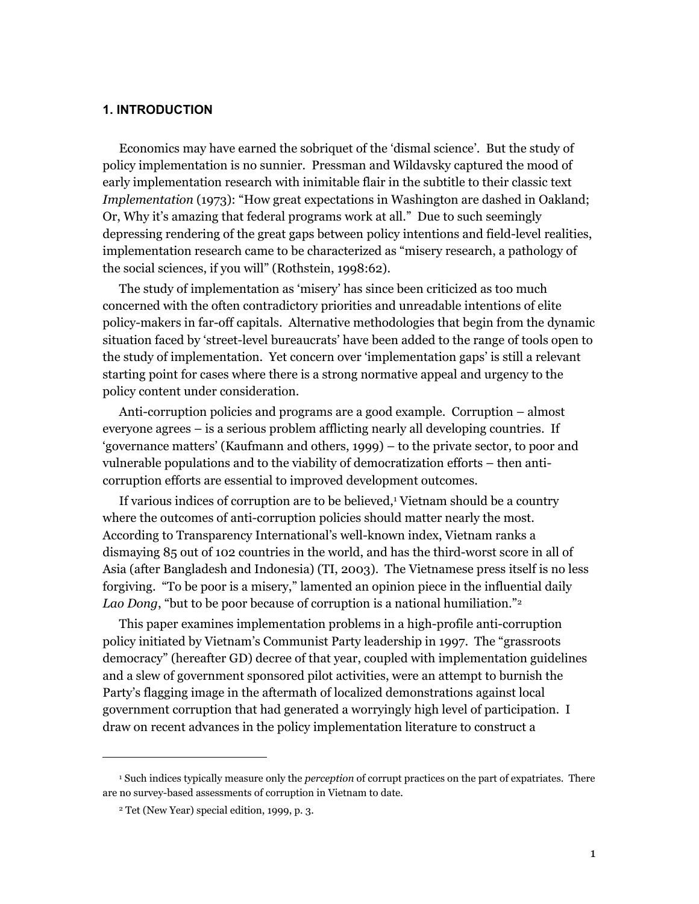## 1. INTRODUCTION

Economics may have earned the sobriquet of the 'dismal science'. But the study of policy implementation is no sunnier. Pressman and Wildavsky captured the mood of early implementation research with inimitable flair in the subtitle to their classic text *Implementation* (1973): "How great expectations in Washington are dashed in Oakland; Or, Why it's amazing that federal programs work at all." Due to such seemingly depressing rendering of the great gaps between policy intentions and field-level realities, implementation research came to be characterized as "misery research, a pathology of the social sciences, if you will" (Rothstein, 1998:62).

The study of implementation as 'misery' has since been criticized as too much concerned with the often contradictory priorities and unreadable intentions of elite policy-makers in far-off capitals. Alternative methodologies that begin from the dynamic situation faced by 'street-level bureaucrats' have been added to the range of tools open to the study of implementation. Yet concern over 'implementation gaps' is still a relevant starting point for cases where there is a strong normative appeal and urgency to the policy content under consideration.

Anti-corruption policies and programs are a good example. Corruption – almost everyone agrees – is a serious problem afflicting nearly all developing countries. If 'governance matters' (Kaufmann and others, 1999) – to the private sector, to poor and vulnerable populations and to the viability of democratization efforts – then anti-corruption efforts are essential to improved development outcomes.

If various indices of corruption are to be believed,[1] Vietnam should be a country where the outcomes of anti-corruption policies should matter nearly the most. According to Transparency International's well-known index, Vietnam ranks a dismaying 85 out of 102 countries in the world, and has the third-worst score in all of Asia (after Bangladesh and Indonesia) (TI, 2003). The Vietnamese press itself is no less forgiving. "To be poor is a misery," lamented an opinion piece in the influential daily *Lao Dong*, "but to be poor because of corruption is a national humiliation."[2]

This paper examines implementation problems in a high-profile anti-corruption policy initiated by Vietnam's Communist Party leadership in 1997. The "grassroots democracy" (hereafter GD) decree of that year, coupled with implementation guidelines and a slew of government sponsored pilot activities, were an attempt to burnish the Party's flagging image in the aftermath of localized demonstrations against local government corruption that had generated a worryingly high level of participation. I draw on recent advances in the policy implementation literature to construct a

---

[1] Such indices typically measure only the *perception* of corrupt practices on the part of expatriates. There are no survey-based assessments of corruption in Vietnam to date.

[2] Tet (New Year) special edition, 1999, p. 3.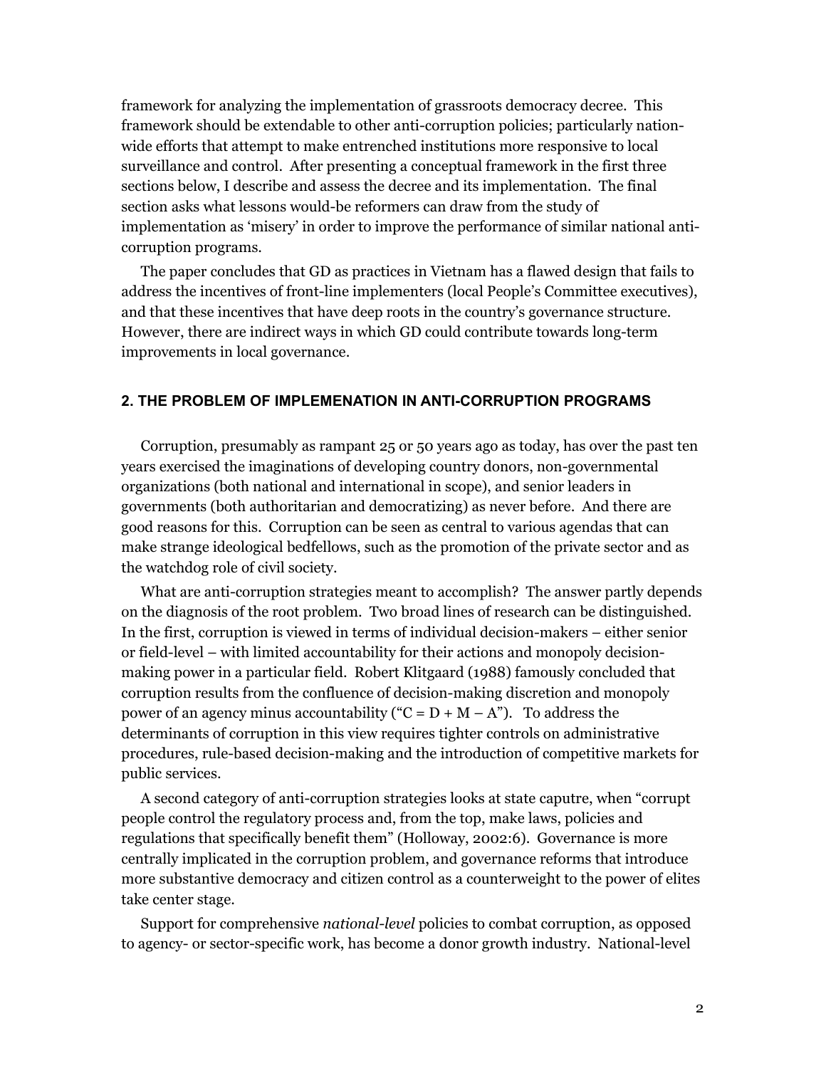framework for analyzing the implementation of grassroots democracy decree. This framework should be extendable to other anti-corruption policies; particularly nation-wide efforts that attempt to make entrenched institutions more responsive to local surveillance and control. After presenting a conceptual framework in the first three sections below, I describe and assess the decree and its implementation. The final section asks what lessons would-be reformers can draw from the study of implementation as 'misery' in order to improve the performance of similar national anti-corruption programs.

The paper concludes that GD as practices in Vietnam has a flawed design that fails to address the incentives of front-line implementers (local People's Committee executives), and that these incentives that have deep roots in the country's governance structure. However, there are indirect ways in which GD could contribute towards long-term improvements in local governance.

## 2. THE PROBLEM OF IMPLEMENATION IN ANTI-CORRUPTION PROGRAMS

Corruption, presumably as rampant 25 or 50 years ago as today, has over the past ten years exercised the imaginations of developing country donors, non-governmental organizations (both national and international in scope), and senior leaders in governments (both authoritarian and democratizing) as never before. And there are good reasons for this. Corruption can be seen as central to various agendas that can make strange ideological bedfellows, such as the promotion of the private sector and as the watchdog role of civil society.

What are anti-corruption strategies meant to accomplish? The answer partly depends on the diagnosis of the root problem. Two broad lines of research can be distinguished. In the first, corruption is viewed in terms of individual decision-makers – either senior or field-level – with limited accountability for their actions and monopoly decision-making power in a particular field. Robert Klitgaard (1988) famously concluded that corruption results from the confluence of decision-making discretion and monopoly power of an agency minus accountability ("$C = D + M – A$"). To address the determinants of corruption in this view requires tighter controls on administrative procedures, rule-based decision-making and the introduction of competitive markets for public services.

A second category of anti-corruption strategies looks at state caputre, when "corrupt people control the regulatory process and, from the top, make laws, policies and regulations that specifically benefit them" (Holloway, 2002:6). Governance is more centrally implicated in the corruption problem, and governance reforms that introduce more substantive democracy and citizen control as a counterweight to the power of elites take center stage.

Support for comprehensive *national-level* policies to combat corruption, as opposed to agency- or sector-specific work, has become a donor growth industry. National-level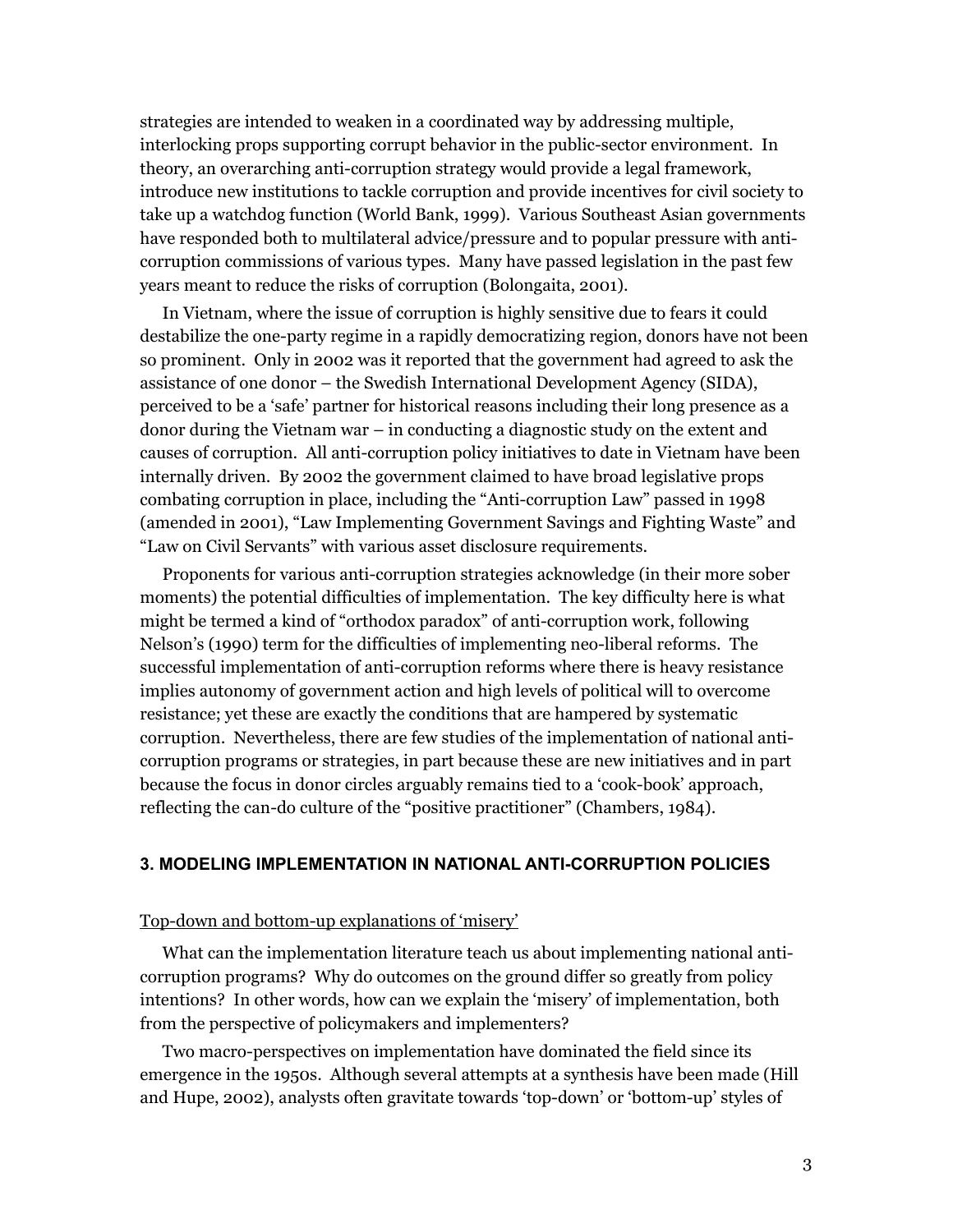strategies are intended to weaken in a coordinated way by addressing multiple, interlocking props supporting corrupt behavior in the public-sector environment. In theory, an overarching anti-corruption strategy would provide a legal framework, introduce new institutions to tackle corruption and provide incentives for civil society to take up a watchdog function (World Bank, 1999). Various Southeast Asian governments have responded both to multilateral advice/pressure and to popular pressure with anti-corruption commissions of various types. Many have passed legislation in the past few years meant to reduce the risks of corruption (Bolongaita, 2001).

In Vietnam, where the issue of corruption is highly sensitive due to fears it could destabilize the one-party regime in a rapidly democratizing region, donors have not been so prominent. Only in 2002 was it reported that the government had agreed to ask the assistance of one donor – the Swedish International Development Agency (SIDA), perceived to be a 'safe' partner for historical reasons including their long presence as a donor during the Vietnam war – in conducting a diagnostic study on the extent and causes of corruption. All anti-corruption policy initiatives to date in Vietnam have been internally driven. By 2002 the government claimed to have broad legislative props combating corruption in place, including the "Anti-corruption Law" passed in 1998 (amended in 2001), "Law Implementing Government Savings and Fighting Waste" and "Law on Civil Servants" with various asset disclosure requirements.

Proponents for various anti-corruption strategies acknowledge (in their more sober moments) the potential difficulties of implementation. The key difficulty here is what might be termed a kind of "orthodox paradox" of anti-corruption work, following Nelson's (1990) term for the difficulties of implementing neo-liberal reforms. The successful implementation of anti-corruption reforms where there is heavy resistance implies autonomy of government action and high levels of political will to overcome resistance; yet these are exactly the conditions that are hampered by systematic corruption. Nevertheless, there are few studies of the implementation of national anti-corruption programs or strategies, in part because these are new initiatives and in part because the focus in donor circles arguably remains tied to a 'cook-book' approach, reflecting the can-do culture of the "positive practitioner" (Chambers, 1984).

## 3. MODELING IMPLEMENTATION IN NATIONAL ANTI-CORRUPTION POLICIES

### Top-down and bottom-up explanations of 'misery'

What can the implementation literature teach us about implementing national anti-corruption programs? Why do outcomes on the ground differ so greatly from policy intentions? In other words, how can we explain the 'misery' of implementation, both from the perspective of policymakers and implementers?

Two macro-perspectives on implementation have dominated the field since its emergence in the 1950s. Although several attempts at a synthesis have been made (Hill and Hupe, 2002), analysts often gravitate towards 'top-down' or 'bottom-up' styles of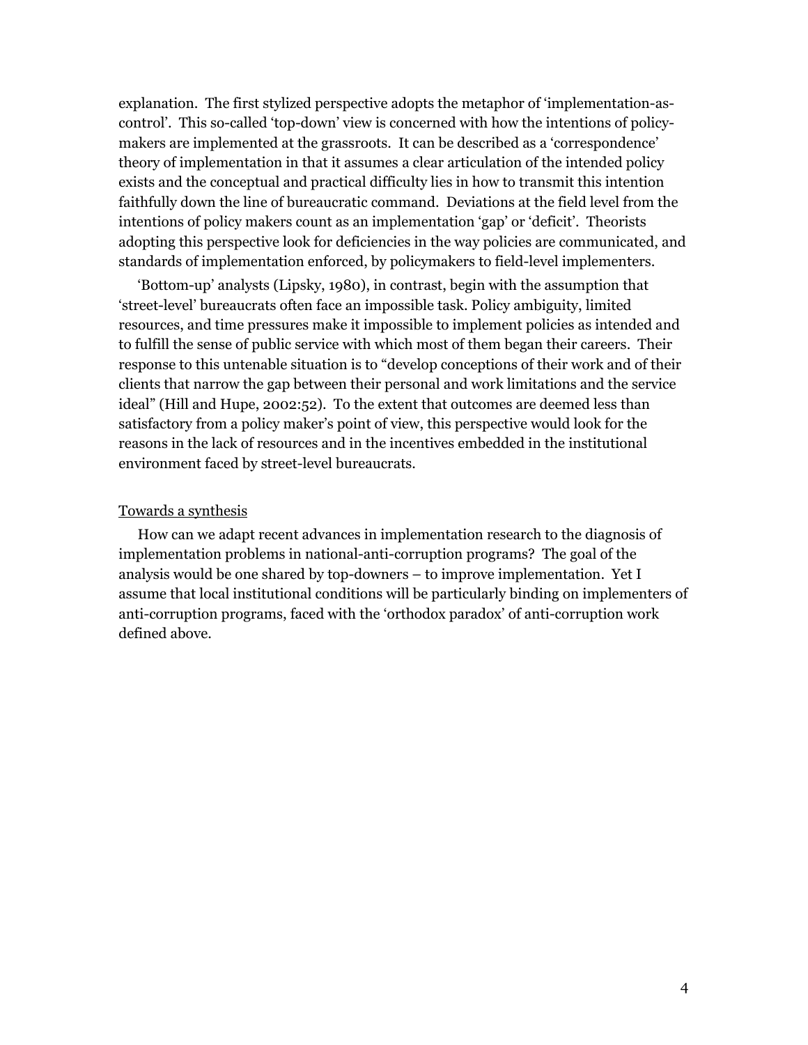explanation. The first stylized perspective adopts the metaphor of 'implementation-as-control'. This so-called 'top-down' view is concerned with how the intentions of policy-makers are implemented at the grassroots. It can be described as a 'correspondence' theory of implementation in that it assumes a clear articulation of the intended policy exists and the conceptual and practical difficulty lies in how to transmit this intention faithfully down the line of bureaucratic command. Deviations at the field level from the intentions of policy makers count as an implementation 'gap' or 'deficit'. Theorists adopting this perspective look for deficiencies in the way policies are communicated, and standards of implementation enforced, by policymakers to field-level implementers.

'Bottom-up' analysts (Lipsky, 1980), in contrast, begin with the assumption that 'street-level' bureaucrats often face an impossible task. Policy ambiguity, limited resources, and time pressures make it impossible to implement policies as intended and to fulfill the sense of public service with which most of them began their careers. Their response to this untenable situation is to "develop conceptions of their work and of their clients that narrow the gap between their personal and work limitations and the service ideal" (Hill and Hupe, 2002:52). To the extent that outcomes are deemed less than satisfactory from a policy maker's point of view, this perspective would look for the reasons in the lack of resources and in the incentives embedded in the institutional environment faced by street-level bureaucrats.

<u>Towards a synthesis</u>

How can we adapt recent advances in implementation research to the diagnosis of implementation problems in national-anti-corruption programs? The goal of the analysis would be one shared by top-downers – to improve implementation. Yet I assume that local institutional conditions will be particularly binding on implementers of anti-corruption programs, faced with the 'orthodox paradox' of anti-corruption work defined above.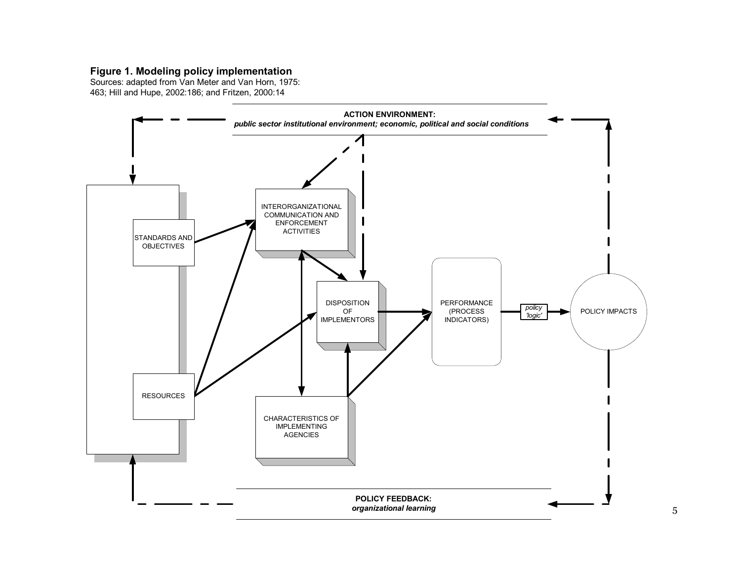**Figure 1. Modeling policy implementation**
Sources: adapted from Van Meter and Van Horn, 1975: 463; Hill and Hupe, 2002:186; and Fritzen, 2000:14

**ACTION ENVIRONMENT:**
***public sector institutional environment; economic, political and social conditions***

STANDARDS AND OBJECTIVES

RESOURCES

INTERORGANIZATIONAL COMMUNICATION AND ENFORCEMENT ACTIVITIES

DISPOSITION OF IMPLEMENTORS

CHARACTERISTICS OF IMPLEMENTING AGENCIES

PERFORMANCE (PROCESS INDICATORS)

*policy 'logic'*

POLICY IMPACTS

**POLICY FEEDBACK:**
***organizational learning***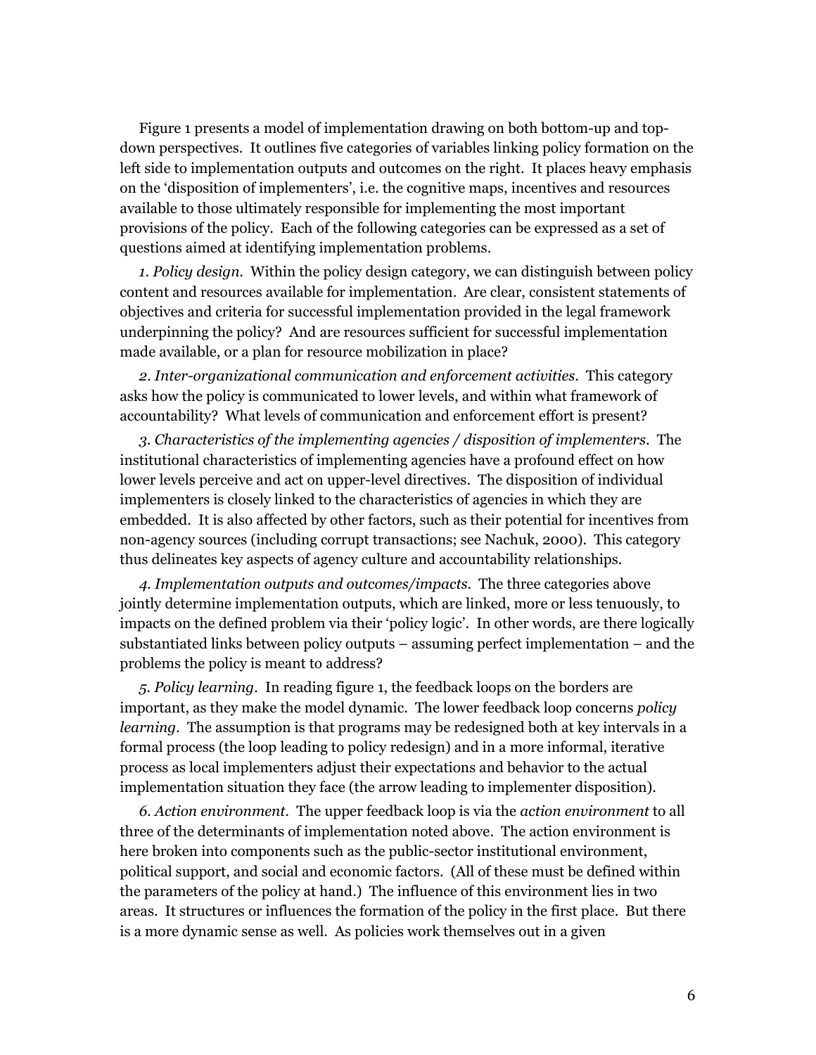Figure 1 presents a model of implementation drawing on both bottom-up and top-down perspectives. It outlines five categories of variables linking policy formation on the left side to implementation outputs and outcomes on the right. It places heavy emphasis on the 'disposition of implementers', i.e. the cognitive maps, incentives and resources available to those ultimately responsible for implementing the most important provisions of the policy. Each of the following categories can be expressed as a set of questions aimed at identifying implementation problems.

*1. Policy design.* Within the policy design category, we can distinguish between policy content and resources available for implementation. Are clear, consistent statements of objectives and criteria for successful implementation provided in the legal framework underpinning the policy? And are resources sufficient for successful implementation made available, or a plan for resource mobilization in place?

*2. Inter-organizational communication and enforcement activities.* This category asks how the policy is communicated to lower levels, and within what framework of accountability? What levels of communication and enforcement effort is present?

*3. Characteristics of the implementing agencies / disposition of implementers.* The institutional characteristics of implementing agencies have a profound effect on how lower levels perceive and act on upper-level directives. The disposition of individual implementers is closely linked to the characteristics of agencies in which they are embedded. It is also affected by other factors, such as their potential for incentives from non-agency sources (including corrupt transactions; see Nachuk, 2000). This category thus delineates key aspects of agency culture and accountability relationships.

*4. Implementation outputs and outcomes/impacts.* The three categories above jointly determine implementation outputs, which are linked, more or less tenuously, to impacts on the defined problem via their 'policy logic'. In other words, are there logically substantiated links between policy outputs – assuming perfect implementation – and the problems the policy is meant to address?

*5. Policy learning.* In reading figure 1, the feedback loops on the borders are important, as they make the model dynamic. The lower feedback loop concerns *policy learning*. The assumption is that programs may be redesigned both at key intervals in a formal process (the loop leading to policy redesign) and in a more informal, iterative process as local implementers adjust their expectations and behavior to the actual implementation situation they face (the arrow leading to implementer disposition).

*6. Action environment.* The upper feedback loop is via the *action environment* to all three of the determinants of implementation noted above. The action environment is here broken into components such as the public-sector institutional environment, political support, and social and economic factors. (All of these must be defined within the parameters of the policy at hand.) The influence of this environment lies in two areas. It structures or influences the formation of the policy in the first place. But there is a more dynamic sense as well. As policies work themselves out in a given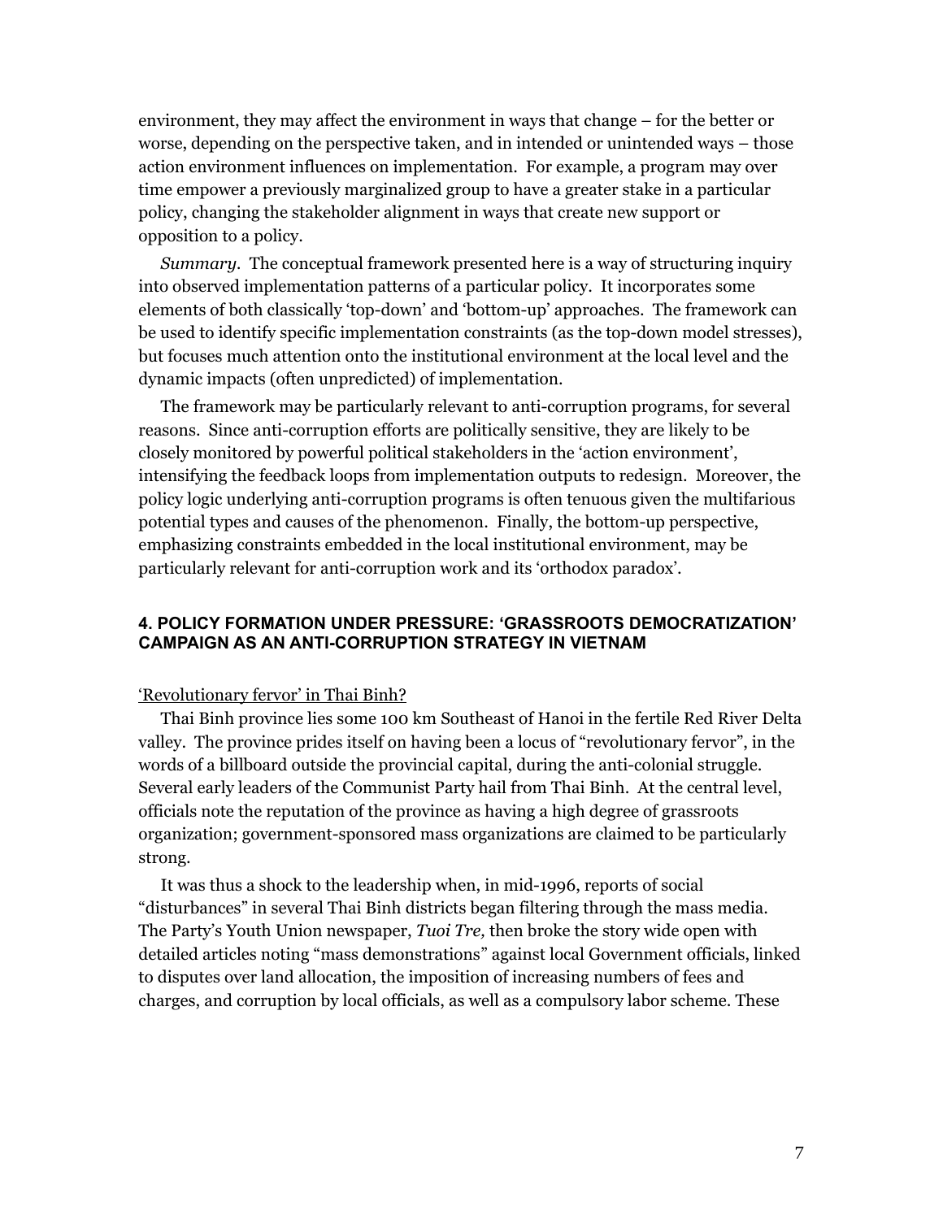environment, they may affect the environment in ways that change – for the better or worse, depending on the perspective taken, and in intended or unintended ways – those action environment influences on implementation. For example, a program may over time empower a previously marginalized group to have a greater stake in a particular policy, changing the stakeholder alignment in ways that create new support or opposition to a policy.

*Summary*. The conceptual framework presented here is a way of structuring inquiry into observed implementation patterns of a particular policy. It incorporates some elements of both classically 'top-down' and 'bottom-up' approaches. The framework can be used to identify specific implementation constraints (as the top-down model stresses), but focuses much attention onto the institutional environment at the local level and the dynamic impacts (often unpredicted) of implementation.

The framework may be particularly relevant to anti-corruption programs, for several reasons. Since anti-corruption efforts are politically sensitive, they are likely to be closely monitored by powerful political stakeholders in the 'action environment', intensifying the feedback loops from implementation outputs to redesign. Moreover, the policy logic underlying anti-corruption programs is often tenuous given the multifarious potential types and causes of the phenomenon. Finally, the bottom-up perspective, emphasizing constraints embedded in the local institutional environment, may be particularly relevant for anti-corruption work and its 'orthodox paradox'.

## 4. POLICY FORMATION UNDER PRESSURE: 'GRASSROOTS DEMOCRATIZATION' CAMPAIGN AS AN ANTI-CORRUPTION STRATEGY IN VIETNAM

'Revolutionary fervor' in Thai Binh?

Thai Binh province lies some 100 km Southeast of Hanoi in the fertile Red River Delta valley. The province prides itself on having been a locus of "revolutionary fervor", in the words of a billboard outside the provincial capital, during the anti-colonial struggle. Several early leaders of the Communist Party hail from Thai Binh. At the central level, officials note the reputation of the province as having a high degree of grassroots organization; government-sponsored mass organizations are claimed to be particularly strong.

It was thus a shock to the leadership when, in mid-1996, reports of social "disturbances" in several Thai Binh districts began filtering through the mass media. The Party's Youth Union newspaper, *Tuoi Tre,* then broke the story wide open with detailed articles noting "mass demonstrations" against local Government officials, linked to disputes over land allocation, the imposition of increasing numbers of fees and charges, and corruption by local officials, as well as a compulsory labor scheme. These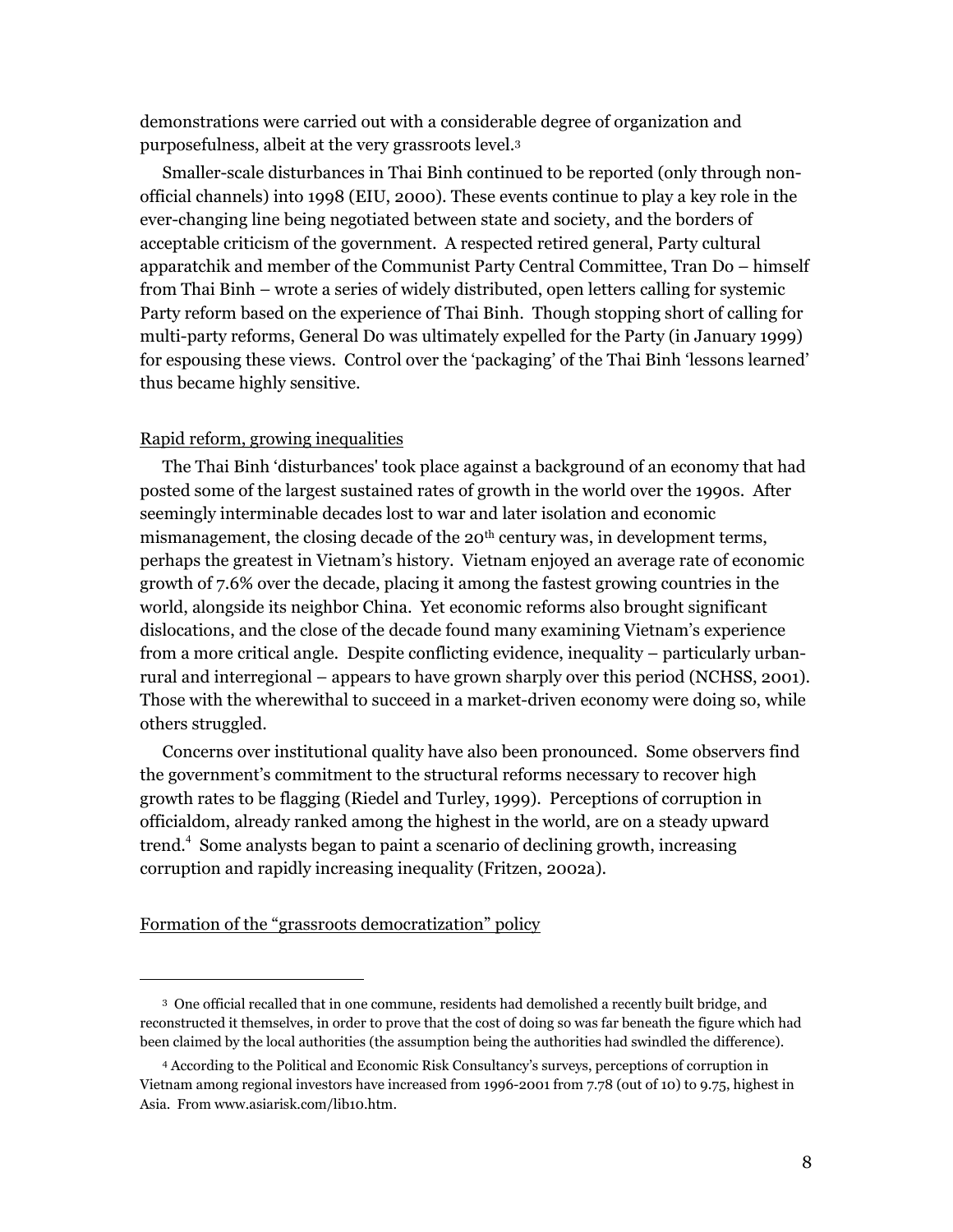demonstrations were carried out with a considerable degree of organization and purposefulness, albeit at the very grassroots level.[3]

Smaller-scale disturbances in Thai Binh continued to be reported (only through non-official channels) into 1998 (EIU, 2000). These events continue to play a key role in the ever-changing line being negotiated between state and society, and the borders of acceptable criticism of the government. A respected retired general, Party cultural apparatchik and member of the Communist Party Central Committee, Tran Do – himself from Thai Binh – wrote a series of widely distributed, open letters calling for systemic Party reform based on the experience of Thai Binh. Though stopping short of calling for multi-party reforms, General Do was ultimately expelled for the Party (in January 1999) for espousing these views. Control over the 'packaging' of the Thai Binh 'lessons learned' thus became highly sensitive.

<u>Rapid reform, growing inequalities</u>

The Thai Binh 'disturbances' took place against a background of an economy that had posted some of the largest sustained rates of growth in the world over the 1990s. After seemingly interminable decades lost to war and later isolation and economic mismanagement, the closing decade of the 20th century was, in development terms, perhaps the greatest in Vietnam's history. Vietnam enjoyed an average rate of economic growth of 7.6% over the decade, placing it among the fastest growing countries in the world, alongside its neighbor China. Yet economic reforms also brought significant dislocations, and the close of the decade found many examining Vietnam's experience from a more critical angle. Despite conflicting evidence, inequality – particularly urban-rural and interregional – appears to have grown sharply over this period (NCHSS, 2001). Those with the wherewithal to succeed in a market-driven economy were doing so, while others struggled.

Concerns over institutional quality have also been pronounced. Some observers find the government's commitment to the structural reforms necessary to recover high growth rates to be flagging (Riedel and Turley, 1999). Perceptions of corruption in officialdom, already ranked among the highest in the world, are on a steady upward trend.[4] Some analysts began to paint a scenario of declining growth, increasing corruption and rapidly increasing inequality (Fritzen, 2002a).

<u>Formation of the "grassroots democratization" policy</u>

---

[3] One official recalled that in one commune, residents had demolished a recently built bridge, and reconstructed it themselves, in order to prove that the cost of doing so was far beneath the figure which had been claimed by the local authorities (the assumption being the authorities had swindled the difference).

[4] According to the Political and Economic Risk Consultancy's surveys, perceptions of corruption in Vietnam among regional investors have increased from 1996-2001 from 7.78 (out of 10) to 9.75, highest in Asia. From www.asiarisk.com/lib10.htm.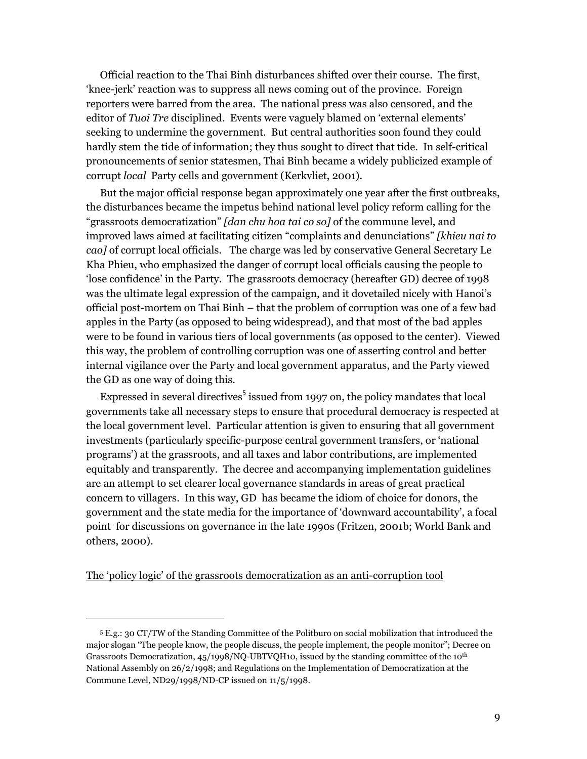Official reaction to the Thai Binh disturbances shifted over their course. The first, 'knee-jerk' reaction was to suppress all news coming out of the province. Foreign reporters were barred from the area. The national press was also censored, and the editor of *Tuoi Tre* disciplined. Events were vaguely blamed on 'external elements' seeking to undermine the government. But central authorities soon found they could hardly stem the tide of information; they thus sought to direct that tide. In self-critical pronouncements of senior statesmen, Thai Binh became a widely publicized example of corrupt *local* Party cells and government (Kerkvliet, 2001).

But the major official response began approximately one year after the first outbreaks, the disturbances became the impetus behind national level policy reform calling for the "grassroots democratization" *[dan chu hoa tai co so]* of the commune level, and improved laws aimed at facilitating citizen "complaints and denunciations" *[khieu nai to cao]* of corrupt local officials. The charge was led by conservative General Secretary Le Kha Phieu, who emphasized the danger of corrupt local officials causing the people to 'lose confidence' in the Party. The grassroots democracy (hereafter GD) decree of 1998 was the ultimate legal expression of the campaign, and it dovetailed nicely with Hanoi's official post-mortem on Thai Binh – that the problem of corruption was one of a few bad apples in the Party (as opposed to being widespread), and that most of the bad apples were to be found in various tiers of local governments (as opposed to the center). Viewed this way, the problem of controlling corruption was one of asserting control and better internal vigilance over the Party and local government apparatus, and the Party viewed the GD as one way of doing this.

Expressed in several directives[5] issued from 1997 on, the policy mandates that local governments take all necessary steps to ensure that procedural democracy is respected at the local government level. Particular attention is given to ensuring that all government investments (particularly specific-purpose central government transfers, or 'national programs') at the grassroots, and all taxes and labor contributions, are implemented equitably and transparently. The decree and accompanying implementation guidelines are an attempt to set clearer local governance standards in areas of great practical concern to villagers. In this way, GD has became the idiom of choice for donors, the government and the state media for the importance of 'downward accountability', a focal point for discussions on governance in the late 1990s (Fritzen, 2001b; World Bank and others, 2000).

The 'policy logic' of the grassroots democratization as an anti-corruption tool

[5] E.g.: 30 CT/TW of the Standing Committee of the Politburo on social mobilization that introduced the major slogan "The people know, the people discuss, the people implement, the people monitor"; Decree on Grassroots Democratization, 45/1998/NQ-UBTVQH10, issued by the standing committee of the 10th National Assembly on 26/2/1998; and Regulations on the Implementation of Democratization at the Commune Level, ND29/1998/ND-CP issued on 11/5/1998.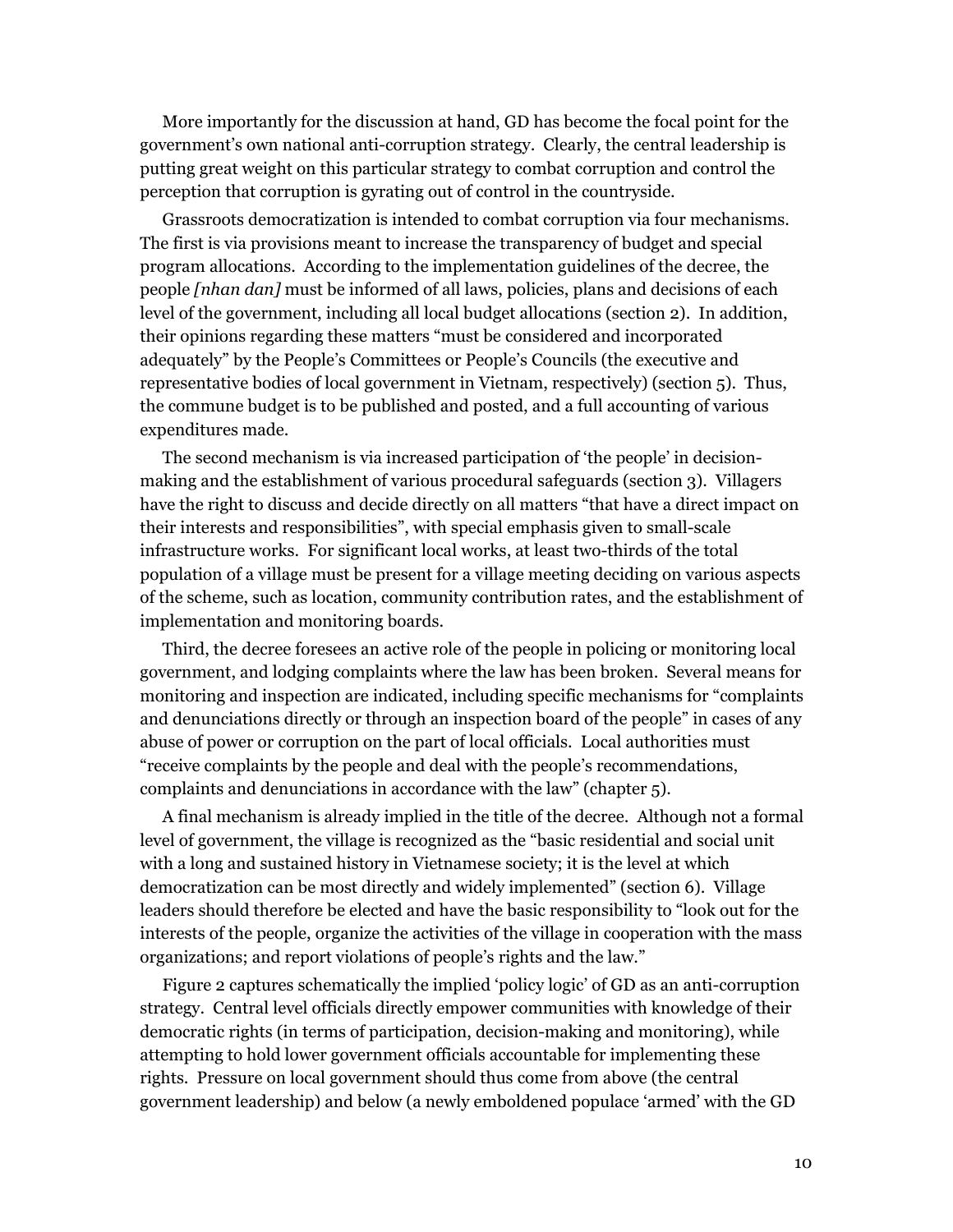More importantly for the discussion at hand, GD has become the focal point for the government's own national anti-corruption strategy. Clearly, the central leadership is putting great weight on this particular strategy to combat corruption and control the perception that corruption is gyrating out of control in the countryside.

Grassroots democratization is intended to combat corruption via four mechanisms. The first is via provisions meant to increase the transparency of budget and special program allocations. According to the implementation guidelines of the decree, the people *[nhan dan]* must be informed of all laws, policies, plans and decisions of each level of the government, including all local budget allocations (section 2). In addition, their opinions regarding these matters "must be considered and incorporated adequately" by the People's Committees or People's Councils (the executive and representative bodies of local government in Vietnam, respectively) (section 5). Thus, the commune budget is to be published and posted, and a full accounting of various expenditures made.

The second mechanism is via increased participation of 'the people' in decision-making and the establishment of various procedural safeguards (section 3). Villagers have the right to discuss and decide directly on all matters "that have a direct impact on their interests and responsibilities", with special emphasis given to small-scale infrastructure works. For significant local works, at least two-thirds of the total population of a village must be present for a village meeting deciding on various aspects of the scheme, such as location, community contribution rates, and the establishment of implementation and monitoring boards.

Third, the decree foresees an active role of the people in policing or monitoring local government, and lodging complaints where the law has been broken. Several means for monitoring and inspection are indicated, including specific mechanisms for "complaints and denunciations directly or through an inspection board of the people" in cases of any abuse of power or corruption on the part of local officials. Local authorities must "receive complaints by the people and deal with the people's recommendations, complaints and denunciations in accordance with the law" (chapter 5).

A final mechanism is already implied in the title of the decree. Although not a formal level of government, the village is recognized as the "basic residential and social unit with a long and sustained history in Vietnamese society; it is the level at which democratization can be most directly and widely implemented" (section 6). Village leaders should therefore be elected and have the basic responsibility to "look out for the interests of the people, organize the activities of the village in cooperation with the mass organizations; and report violations of people's rights and the law."

Figure 2 captures schematically the implied 'policy logic' of GD as an anti-corruption strategy. Central level officials directly empower communities with knowledge of their democratic rights (in terms of participation, decision-making and monitoring), while attempting to hold lower government officials accountable for implementing these rights. Pressure on local government should thus come from above (the central government leadership) and below (a newly emboldened populace 'armed' with the GD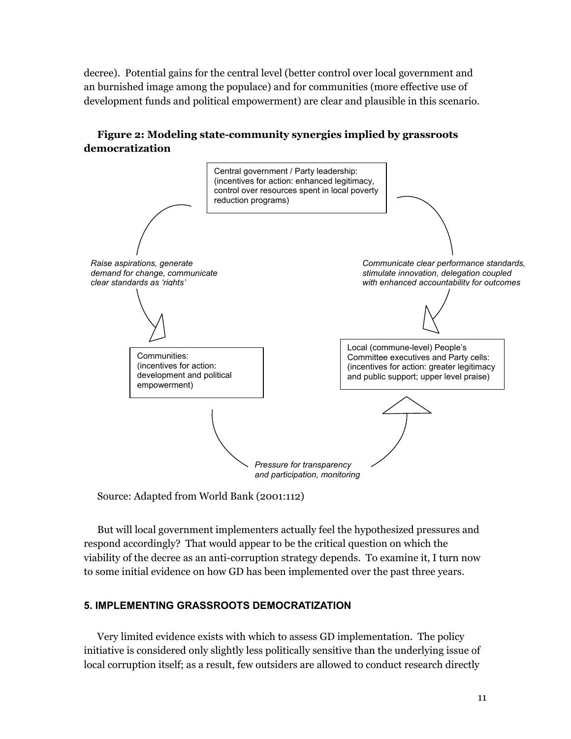decree). Potential gains for the central level (better control over local government and an burnished image among the populace) and for communities (more effective use of development funds and political empowerment) are clear and plausible in this scenario.

**Figure 2: Modeling state-community synergies implied by grassroots democratization**

Central government / Party leadership: (incentives for action: enhanced legitimacy, control over resources spent in local poverty reduction programs)

*Raise aspirations, generate demand for change, communicate clear standards as 'rights'*

*Communicate clear performance standards, stimulate innovation, delegation coupled with enhanced accountability for outcomes*

Communities: (incentives for action: development and political empowerment)

Local (commune-level) People's Committee executives and Party cells: (incentives for action: greater legitimacy and public support; upper level praise)

*Pressure for transparency and participation, monitoring*

Source: Adapted from World Bank (2001:112)

But will local government implementers actually feel the hypothesized pressures and respond accordingly? That would appear to be the critical question on which the viability of the decree as an anti-corruption strategy depends. To examine it, I turn now to some initial evidence on how GD has been implemented over the past three years.

## 5. IMPLEMENTING GRASSROOTS DEMOCRATIZATION

Very limited evidence exists with which to assess GD implementation. The policy initiative is considered only slightly less politically sensitive than the underlying issue of local corruption itself; as a result, few outsiders are allowed to conduct research directly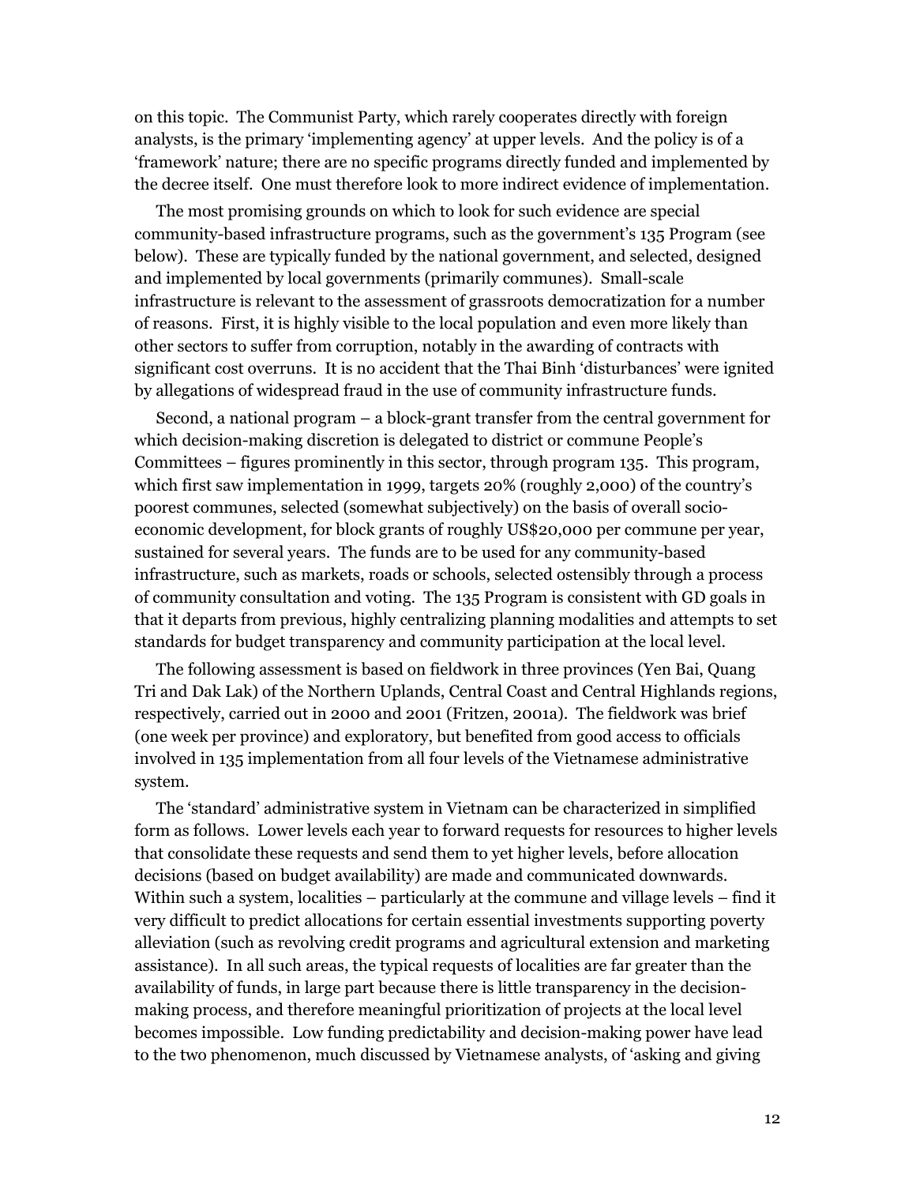on this topic. The Communist Party, which rarely cooperates directly with foreign analysts, is the primary 'implementing agency' at upper levels. And the policy is of a 'framework' nature; there are no specific programs directly funded and implemented by the decree itself. One must therefore look to more indirect evidence of implementation.

The most promising grounds on which to look for such evidence are special community-based infrastructure programs, such as the government's 135 Program (see below). These are typically funded by the national government, and selected, designed and implemented by local governments (primarily communes). Small-scale infrastructure is relevant to the assessment of grassroots democratization for a number of reasons. First, it is highly visible to the local population and even more likely than other sectors to suffer from corruption, notably in the awarding of contracts with significant cost overruns. It is no accident that the Thai Binh 'disturbances' were ignited by allegations of widespread fraud in the use of community infrastructure funds.

Second, a national program – a block-grant transfer from the central government for which decision-making discretion is delegated to district or commune People's Committees – figures prominently in this sector, through program 135. This program, which first saw implementation in 1999, targets 20% (roughly 2,000) of the country's poorest communes, selected (somewhat subjectively) on the basis of overall socio-economic development, for block grants of roughly US$20,000 per commune per year, sustained for several years. The funds are to be used for any community-based infrastructure, such as markets, roads or schools, selected ostensibly through a process of community consultation and voting. The 135 Program is consistent with GD goals in that it departs from previous, highly centralizing planning modalities and attempts to set standards for budget transparency and community participation at the local level.

The following assessment is based on fieldwork in three provinces (Yen Bai, Quang Tri and Dak Lak) of the Northern Uplands, Central Coast and Central Highlands regions, respectively, carried out in 2000 and 2001 (Fritzen, 2001a). The fieldwork was brief (one week per province) and exploratory, but benefited from good access to officials involved in 135 implementation from all four levels of the Vietnamese administrative system.

The 'standard' administrative system in Vietnam can be characterized in simplified form as follows. Lower levels each year to forward requests for resources to higher levels that consolidate these requests and send them to yet higher levels, before allocation decisions (based on budget availability) are made and communicated downwards. Within such a system, localities – particularly at the commune and village levels – find it very difficult to predict allocations for certain essential investments supporting poverty alleviation (such as revolving credit programs and agricultural extension and marketing assistance). In all such areas, the typical requests of localities are far greater than the availability of funds, in large part because there is little transparency in the decision-making process, and therefore meaningful prioritization of projects at the local level becomes impossible. Low funding predictability and decision-making power have lead to the two phenomenon, much discussed by Vietnamese analysts, of 'asking and giving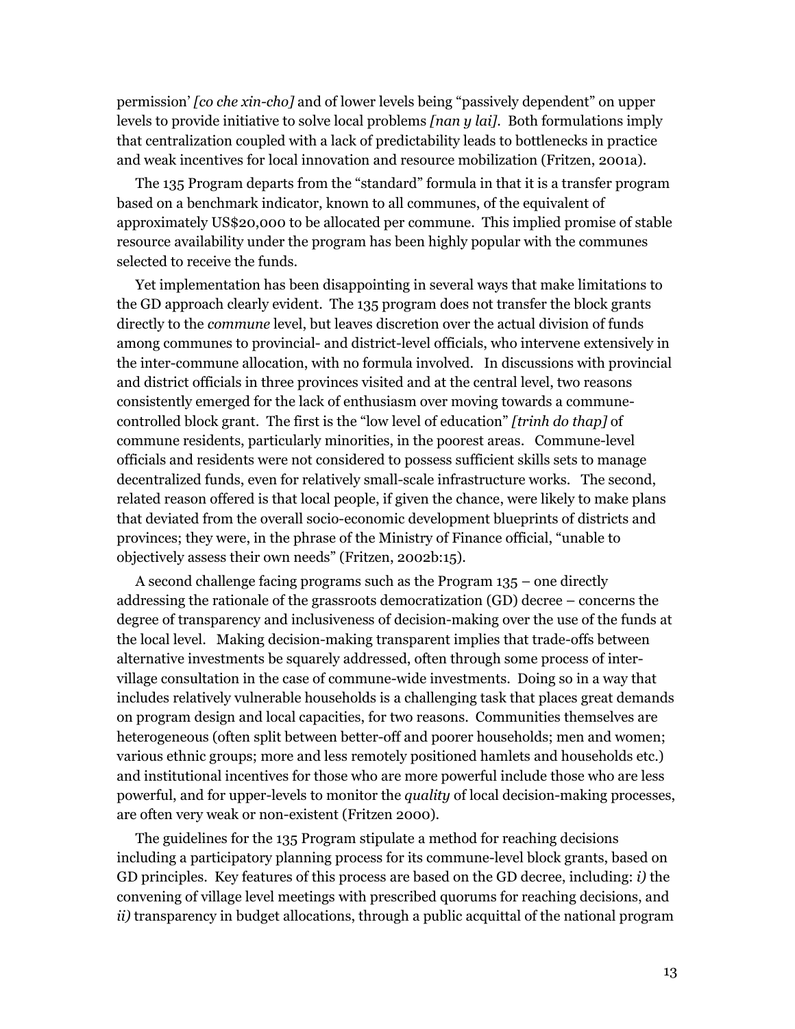permission' *[co che xin-cho]* and of lower levels being "passively dependent" on upper levels to provide initiative to solve local problems *[nan y lai]*. Both formulations imply that centralization coupled with a lack of predictability leads to bottlenecks in practice and weak incentives for local innovation and resource mobilization (Fritzen, 2001a).

The 135 Program departs from the "standard" formula in that it is a transfer program based on a benchmark indicator, known to all communes, of the equivalent of approximately US$20,000 to be allocated per commune. This implied promise of stable resource availability under the program has been highly popular with the communes selected to receive the funds.

Yet implementation has been disappointing in several ways that make limitations to the GD approach clearly evident. The 135 program does not transfer the block grants directly to the *commune* level, but leaves discretion over the actual division of funds among communes to provincial- and district-level officials, who intervene extensively in the inter-commune allocation, with no formula involved. In discussions with provincial and district officials in three provinces visited and at the central level, two reasons consistently emerged for the lack of enthusiasm over moving towards a commune-controlled block grant. The first is the "low level of education" *[trinh do thap]* of commune residents, particularly minorities, in the poorest areas. Commune-level officials and residents were not considered to possess sufficient skills sets to manage decentralized funds, even for relatively small-scale infrastructure works. The second, related reason offered is that local people, if given the chance, were likely to make plans that deviated from the overall socio-economic development blueprints of districts and provinces; they were, in the phrase of the Ministry of Finance official, "unable to objectively assess their own needs" (Fritzen, 2002b:15).

A second challenge facing programs such as the Program 135 – one directly addressing the rationale of the grassroots democratization (GD) decree – concerns the degree of transparency and inclusiveness of decision-making over the use of the funds at the local level. Making decision-making transparent implies that trade-offs between alternative investments be squarely addressed, often through some process of inter-village consultation in the case of commune-wide investments. Doing so in a way that includes relatively vulnerable households is a challenging task that places great demands on program design and local capacities, for two reasons. Communities themselves are heterogeneous (often split between better-off and poorer households; men and women; various ethnic groups; more and less remotely positioned hamlets and households etc.) and institutional incentives for those who are more powerful include those who are less powerful, and for upper-levels to monitor the *quality* of local decision-making processes, are often very weak or non-existent (Fritzen 2000).

The guidelines for the 135 Program stipulate a method for reaching decisions including a participatory planning process for its commune-level block grants, based on GD principles. Key features of this process are based on the GD decree, including: *i)* the convening of village level meetings with prescribed quorums for reaching decisions, and *ii)* transparency in budget allocations, through a public acquittal of the national program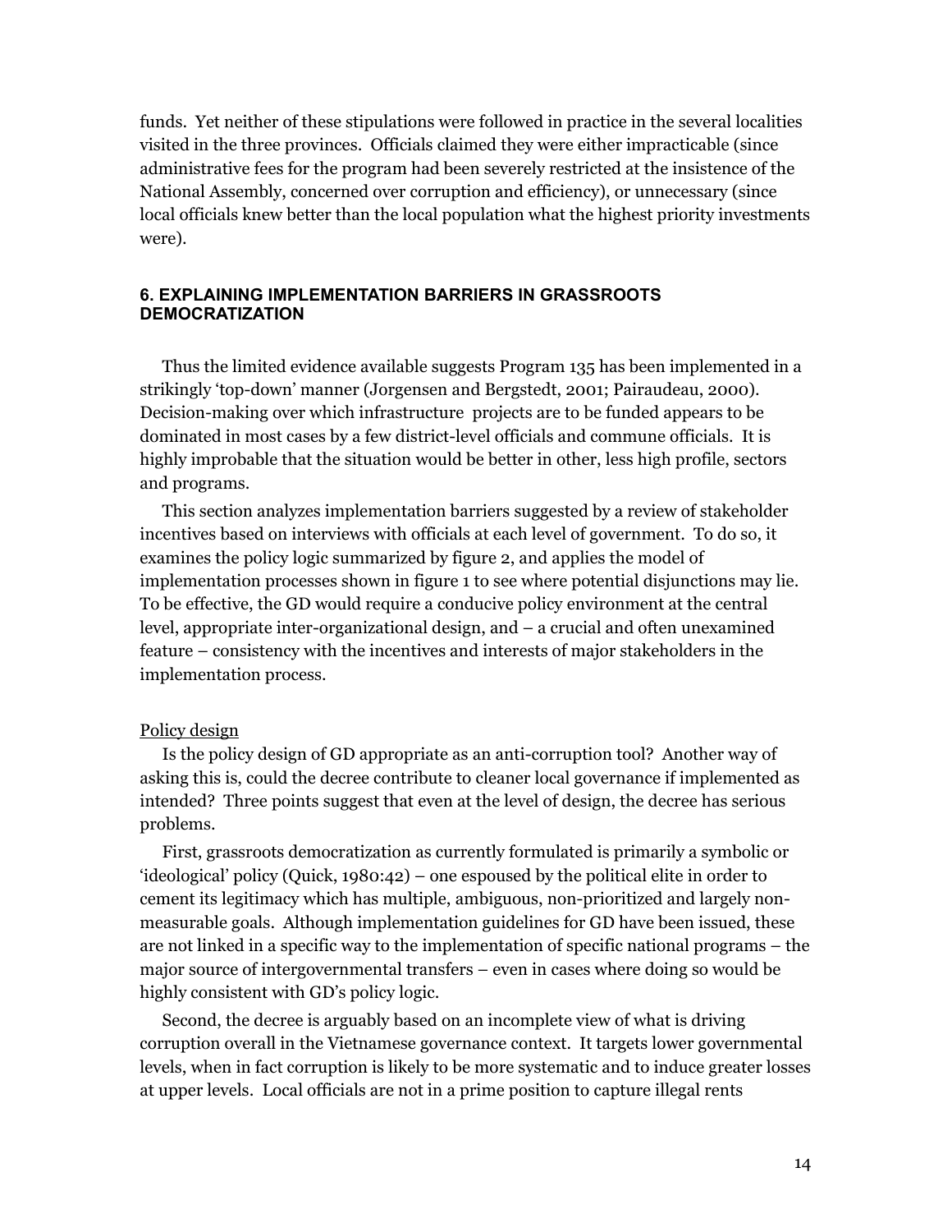funds. Yet neither of these stipulations were followed in practice in the several localities visited in the three provinces. Officials claimed they were either impracticable (since administrative fees for the program had been severely restricted at the insistence of the National Assembly, concerned over corruption and efficiency), or unnecessary (since local officials knew better than the local population what the highest priority investments were).

## 6. EXPLAINING IMPLEMENTATION BARRIERS IN GRASSROOTS DEMOCRATIZATION

Thus the limited evidence available suggests Program 135 has been implemented in a strikingly 'top-down' manner (Jorgensen and Bergstedt, 2001; Pairaudeau, 2000). Decision-making over which infrastructure projects are to be funded appears to be dominated in most cases by a few district-level officials and commune officials. It is highly improbable that the situation would be better in other, less high profile, sectors and programs.

This section analyzes implementation barriers suggested by a review of stakeholder incentives based on interviews with officials at each level of government. To do so, it examines the policy logic summarized by figure 2, and applies the model of implementation processes shown in figure 1 to see where potential disjunctions may lie. To be effective, the GD would require a conducive policy environment at the central level, appropriate inter-organizational design, and – a crucial and often unexamined feature – consistency with the incentives and interests of major stakeholders in the implementation process.

### Policy design

Is the policy design of GD appropriate as an anti-corruption tool? Another way of asking this is, could the decree contribute to cleaner local governance if implemented as intended? Three points suggest that even at the level of design, the decree has serious problems.

First, grassroots democratization as currently formulated is primarily a symbolic or 'ideological' policy (Quick, 1980:42) – one espoused by the political elite in order to cement its legitimacy which has multiple, ambiguous, non-prioritized and largely non-measurable goals. Although implementation guidelines for GD have been issued, these are not linked in a specific way to the implementation of specific national programs – the major source of intergovernmental transfers – even in cases where doing so would be highly consistent with GD's policy logic.

Second, the decree is arguably based on an incomplete view of what is driving corruption overall in the Vietnamese governance context. It targets lower governmental levels, when in fact corruption is likely to be more systematic and to induce greater losses at upper levels. Local officials are not in a prime position to capture illegal rents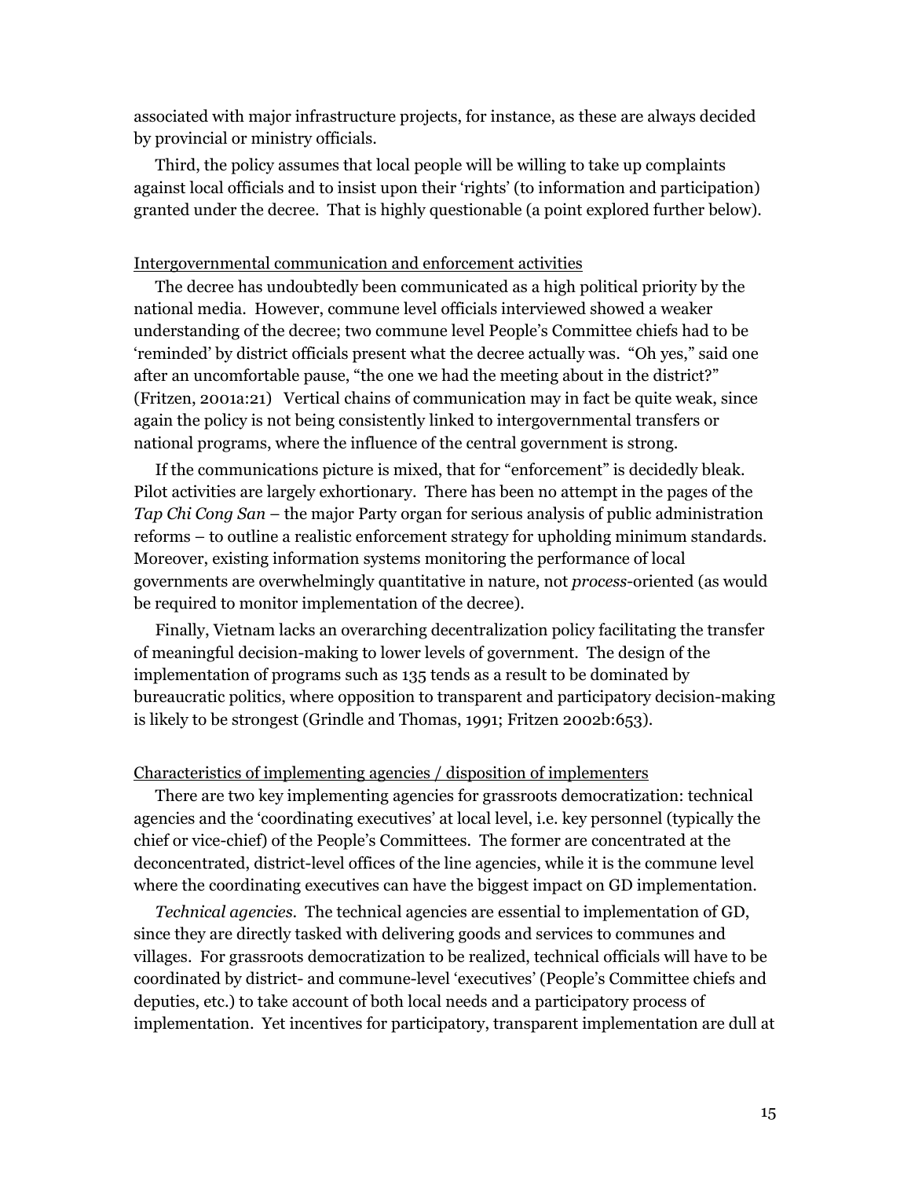associated with major infrastructure projects, for instance, as these are always decided by provincial or ministry officials.

Third, the policy assumes that local people will be willing to take up complaints against local officials and to insist upon their 'rights' (to information and participation) granted under the decree. That is highly questionable (a point explored further below).

<u>Intergovernmental communication and enforcement activities</u>

The decree has undoubtedly been communicated as a high political priority by the national media. However, commune level officials interviewed showed a weaker understanding of the decree; two commune level People's Committee chiefs had to be 'reminded' by district officials present what the decree actually was. "Oh yes," said one after an uncomfortable pause, "the one we had the meeting about in the district?" (Fritzen, 2001a:21) Vertical chains of communication may in fact be quite weak, since again the policy is not being consistently linked to intergovernmental transfers or national programs, where the influence of the central government is strong.

If the communications picture is mixed, that for "enforcement" is decidedly bleak. Pilot activities are largely exhortionary. There has been no attempt in the pages of the *Tap Chi Cong San* – the major Party organ for serious analysis of public administration reforms – to outline a realistic enforcement strategy for upholding minimum standards. Moreover, existing information systems monitoring the performance of local governments are overwhelmingly quantitative in nature, not *process*-oriented (as would be required to monitor implementation of the decree).

Finally, Vietnam lacks an overarching decentralization policy facilitating the transfer of meaningful decision-making to lower levels of government. The design of the implementation of programs such as 135 tends as a result to be dominated by bureaucratic politics, where opposition to transparent and participatory decision-making is likely to be strongest (Grindle and Thomas, 1991; Fritzen 2002b:653).

<u>Characteristics of implementing agencies / disposition of implementers</u>

There are two key implementing agencies for grassroots democratization: technical agencies and the 'coordinating executives' at local level, i.e. key personnel (typically the chief or vice-chief) of the People's Committees. The former are concentrated at the deconcentrated, district-level offices of the line agencies, while it is the commune level where the coordinating executives can have the biggest impact on GD implementation.

*Technical agencies.* The technical agencies are essential to implementation of GD, since they are directly tasked with delivering goods and services to communes and villages. For grassroots democratization to be realized, technical officials will have to be coordinated by district- and commune-level 'executives' (People's Committee chiefs and deputies, etc.) to take account of both local needs and a participatory process of implementation. Yet incentives for participatory, transparent implementation are dull at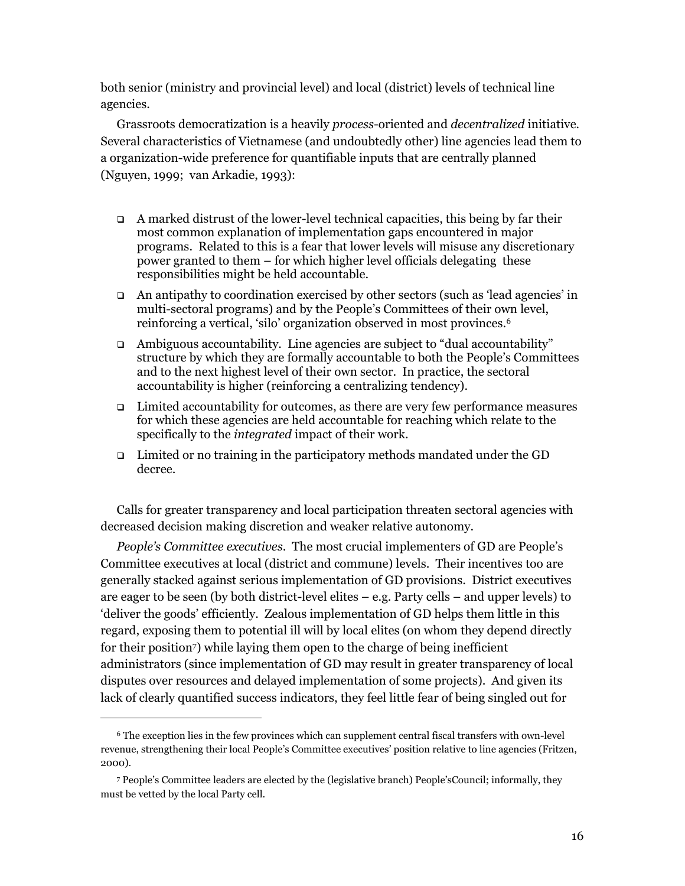both senior (ministry and provincial level) and local (district) levels of technical line agencies.

Grassroots democratization is a heavily *process*-oriented and *decentralized* initiative. Several characteristics of Vietnamese (and undoubtedly other) line agencies lead them to a organization-wide preference for quantifiable inputs that are centrally planned (Nguyen, 1999; van Arkadie, 1993):

- A marked distrust of the lower-level technical capacities, this being by far their most common explanation of implementation gaps encountered in major programs. Related to this is a fear that lower levels will misuse any discretionary power granted to them – for which higher level officials delegating these responsibilities might be held accountable.
- An antipathy to coordination exercised by other sectors (such as 'lead agencies' in multi-sectoral programs) and by the People's Committees of their own level, reinforcing a vertical, 'silo' organization observed in most provinces.[6]
- Ambiguous accountability. Line agencies are subject to "dual accountability" structure by which they are formally accountable to both the People's Committees and to the next highest level of their own sector. In practice, the sectoral accountability is higher (reinforcing a centralizing tendency).
- Limited accountability for outcomes, as there are very few performance measures for which these agencies are held accountable for reaching which relate to the specifically to the *integrated* impact of their work.
- Limited or no training in the participatory methods mandated under the GD decree.

Calls for greater transparency and local participation threaten sectoral agencies with decreased decision making discretion and weaker relative autonomy.

*People's Committee executives*. The most crucial implementers of GD are People's Committee executives at local (district and commune) levels. Their incentives too are generally stacked against serious implementation of GD provisions. District executives are eager to be seen (by both district-level elites – e.g. Party cells – and upper levels) to 'deliver the goods' efficiently. Zealous implementation of GD helps them little in this regard, exposing them to potential ill will by local elites (on whom they depend directly for their position[7]) while laying them open to the charge of being inefficient administrators (since implementation of GD may result in greater transparency of local disputes over resources and delayed implementation of some projects). And given its lack of clearly quantified success indicators, they feel little fear of being singled out for

[6] The exception lies in the few provinces which can supplement central fiscal transfers with own-level revenue, strengthening their local People's Committee executives' position relative to line agencies (Fritzen, 2000).

[7] People's Committee leaders are elected by the (legislative branch) People'sCouncil; informally, they must be vetted by the local Party cell.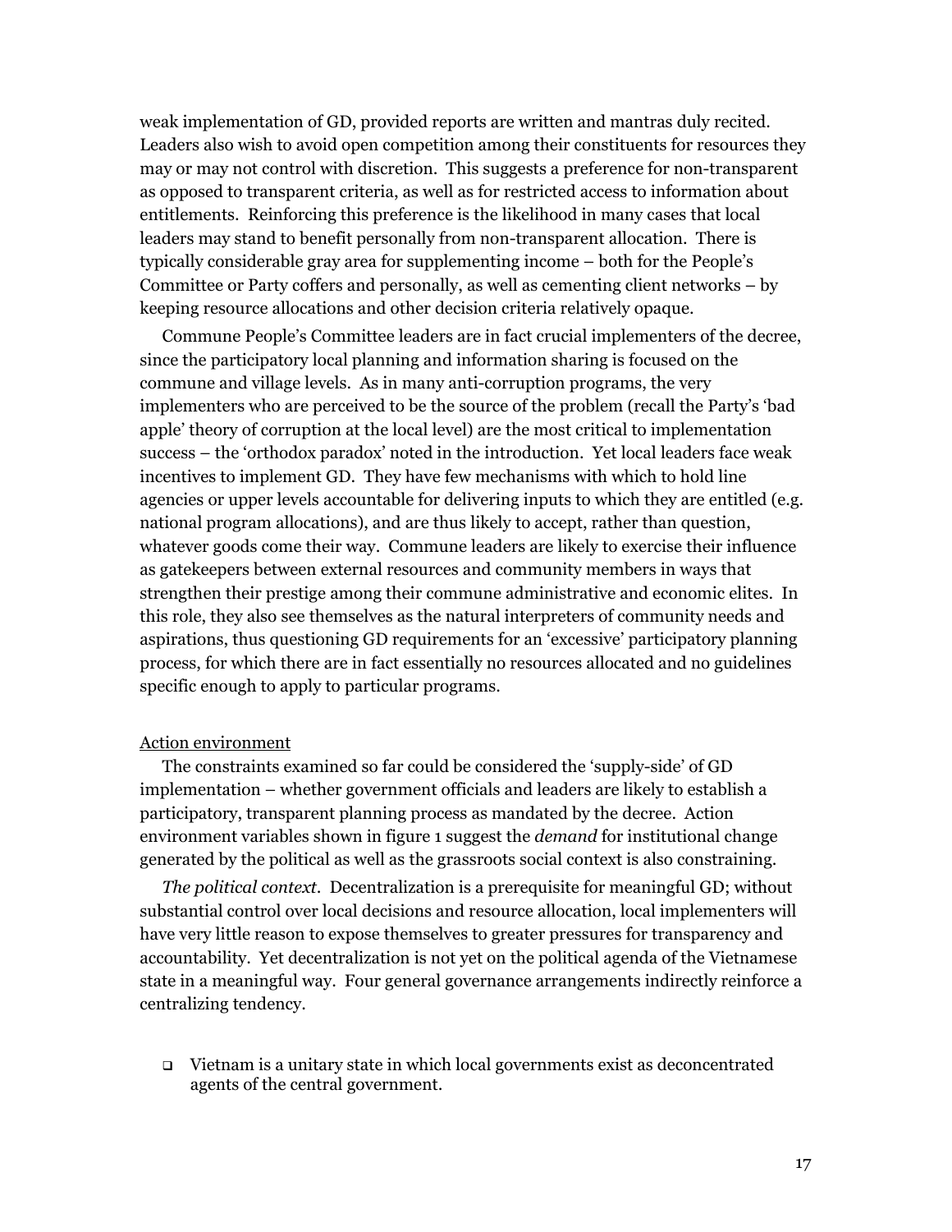weak implementation of GD, provided reports are written and mantras duly recited. Leaders also wish to avoid open competition among their constituents for resources they may or may not control with discretion. This suggests a preference for non-transparent as opposed to transparent criteria, as well as for restricted access to information about entitlements. Reinforcing this preference is the likelihood in many cases that local leaders may stand to benefit personally from non-transparent allocation. There is typically considerable gray area for supplementing income – both for the People's Committee or Party coffers and personally, as well as cementing client networks – by keeping resource allocations and other decision criteria relatively opaque.

Commune People's Committee leaders are in fact crucial implementers of the decree, since the participatory local planning and information sharing is focused on the commune and village levels. As in many anti-corruption programs, the very implementers who are perceived to be the source of the problem (recall the Party's 'bad apple' theory of corruption at the local level) are the most critical to implementation success – the 'orthodox paradox' noted in the introduction. Yet local leaders face weak incentives to implement GD. They have few mechanisms with which to hold line agencies or upper levels accountable for delivering inputs to which they are entitled (e.g. national program allocations), and are thus likely to accept, rather than question, whatever goods come their way. Commune leaders are likely to exercise their influence as gatekeepers between external resources and community members in ways that strengthen their prestige among their commune administrative and economic elites. In this role, they also see themselves as the natural interpreters of community needs and aspirations, thus questioning GD requirements for an 'excessive' participatory planning process, for which there are in fact essentially no resources allocated and no guidelines specific enough to apply to particular programs.

<u>Action environment</u>

The constraints examined so far could be considered the 'supply-side' of GD implementation – whether government officials and leaders are likely to establish a participatory, transparent planning process as mandated by the decree. Action environment variables shown in figure 1 suggest the *demand* for institutional change generated by the political as well as the grassroots social context is also constraining.

*The political context*. Decentralization is a prerequisite for meaningful GD; without substantial control over local decisions and resource allocation, local implementers will have very little reason to expose themselves to greater pressures for transparency and accountability. Yet decentralization is not yet on the political agenda of the Vietnamese state in a meaningful way. Four general governance arrangements indirectly reinforce a centralizing tendency.

- Vietnam is a unitary state in which local governments exist as deconcentrated agents of the central government.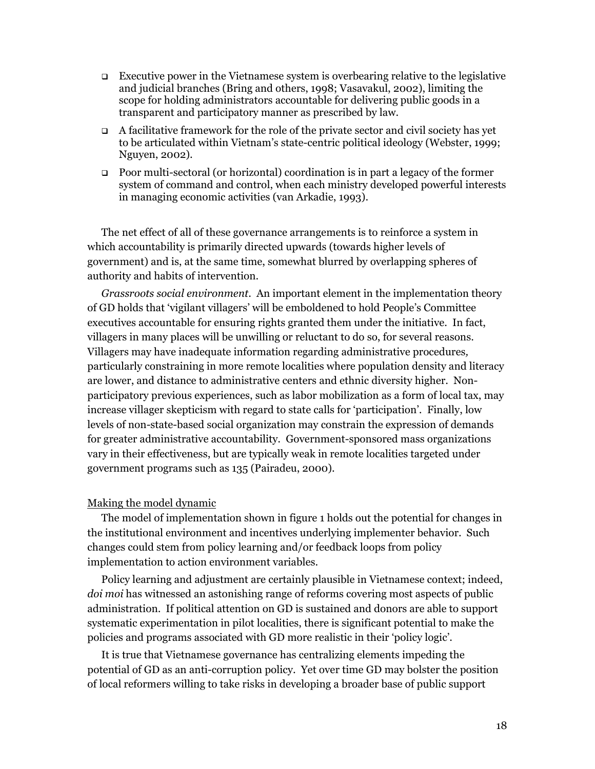- Executive power in the Vietnamese system is overbearing relative to the legislative and judicial branches (Bring and others, 1998; Vasavakul, 2002), limiting the scope for holding administrators accountable for delivering public goods in a transparent and participatory manner as prescribed by law.
- A facilitative framework for the role of the private sector and civil society has yet to be articulated within Vietnam's state-centric political ideology (Webster, 1999; Nguyen, 2002).
- Poor multi-sectoral (or horizontal) coordination is in part a legacy of the former system of command and control, when each ministry developed powerful interests in managing economic activities (van Arkadie, 1993).

The net effect of all of these governance arrangements is to reinforce a system in which accountability is primarily directed upwards (towards higher levels of government) and is, at the same time, somewhat blurred by overlapping spheres of authority and habits of intervention.

*Grassroots social environment.* An important element in the implementation theory of GD holds that 'vigilant villagers' will be emboldened to hold People's Committee executives accountable for ensuring rights granted them under the initiative. In fact, villagers in many places will be unwilling or reluctant to do so, for several reasons. Villagers may have inadequate information regarding administrative procedures, particularly constraining in more remote localities where population density and literacy are lower, and distance to administrative centers and ethnic diversity higher. Non-participatory previous experiences, such as labor mobilization as a form of local tax, may increase villager skepticism with regard to state calls for 'participation'. Finally, low levels of non-state-based social organization may constrain the expression of demands for greater administrative accountability. Government-sponsored mass organizations vary in their effectiveness, but are typically weak in remote localities targeted under government programs such as 135 (Pairadeu, 2000).

Making the model dynamic

The model of implementation shown in figure 1 holds out the potential for changes in the institutional environment and incentives underlying implementer behavior. Such changes could stem from policy learning and/or feedback loops from policy implementation to action environment variables.

Policy learning and adjustment are certainly plausible in Vietnamese context; indeed, *doi moi* has witnessed an astonishing range of reforms covering most aspects of public administration. If political attention on GD is sustained and donors are able to support systematic experimentation in pilot localities, there is significant potential to make the policies and programs associated with GD more realistic in their 'policy logic'.

It is true that Vietnamese governance has centralizing elements impeding the potential of GD as an anti-corruption policy. Yet over time GD may bolster the position of local reformers willing to take risks in developing a broader base of public support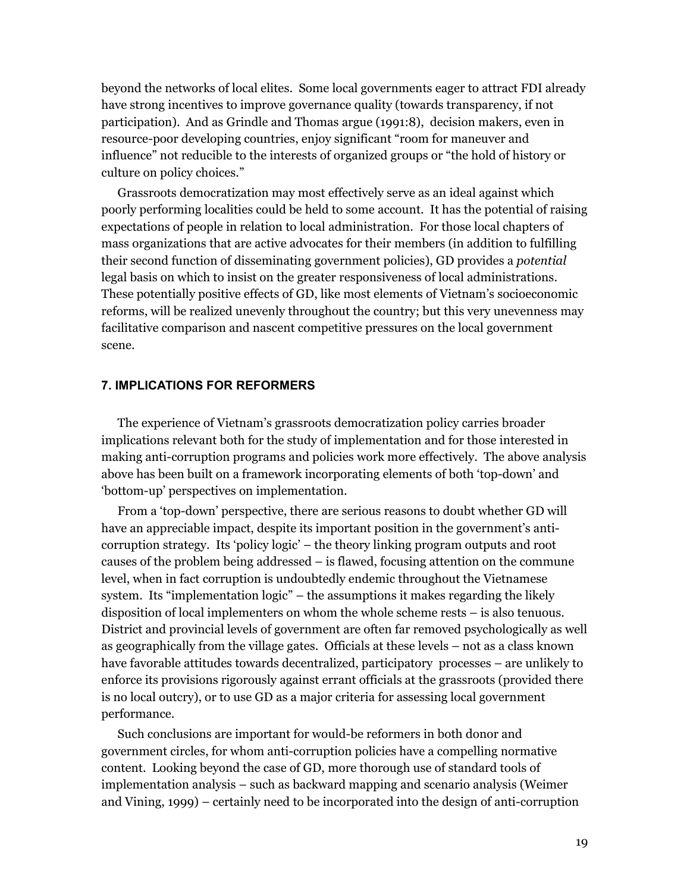beyond the networks of local elites. Some local governments eager to attract FDI already have strong incentives to improve governance quality (towards transparency, if not participation). And as Grindle and Thomas argue (1991:8), decision makers, even in resource-poor developing countries, enjoy significant "room for maneuver and influence" not reducible to the interests of organized groups or "the hold of history or culture on policy choices."

Grassroots democratization may most effectively serve as an ideal against which poorly performing localities could be held to some account. It has the potential of raising expectations of people in relation to local administration. For those local chapters of mass organizations that are active advocates for their members (in addition to fulfilling their second function of disseminating government policies), GD provides a *potential* legal basis on which to insist on the greater responsiveness of local administrations. These potentially positive effects of GD, like most elements of Vietnam's socioeconomic reforms, will be realized unevenly throughout the country; but this very unevenness may facilitative comparison and nascent competitive pressures on the local government scene.

## 7. IMPLICATIONS FOR REFORMERS

The experience of Vietnam's grassroots democratization policy carries broader implications relevant both for the study of implementation and for those interested in making anti-corruption programs and policies work more effectively. The above analysis above has been built on a framework incorporating elements of both 'top-down' and 'bottom-up' perspectives on implementation.

From a 'top-down' perspective, there are serious reasons to doubt whether GD will have an appreciable impact, despite its important position in the government's anti-corruption strategy. Its 'policy logic' – the theory linking program outputs and root causes of the problem being addressed – is flawed, focusing attention on the commune level, when in fact corruption is undoubtedly endemic throughout the Vietnamese system. Its "implementation logic" – the assumptions it makes regarding the likely disposition of local implementers on whom the whole scheme rests – is also tenuous. District and provincial levels of government are often far removed psychologically as well as geographically from the village gates. Officials at these levels – not as a class known have favorable attitudes towards decentralized, participatory processes – are unlikely to enforce its provisions rigorously against errant officials at the grassroots (provided there is no local outcry), or to use GD as a major criteria for assessing local government performance.

Such conclusions are important for would-be reformers in both donor and government circles, for whom anti-corruption policies have a compelling normative content. Looking beyond the case of GD, more thorough use of standard tools of implementation analysis – such as backward mapping and scenario analysis (Weimer and Vining, 1999) – certainly need to be incorporated into the design of anti-corruption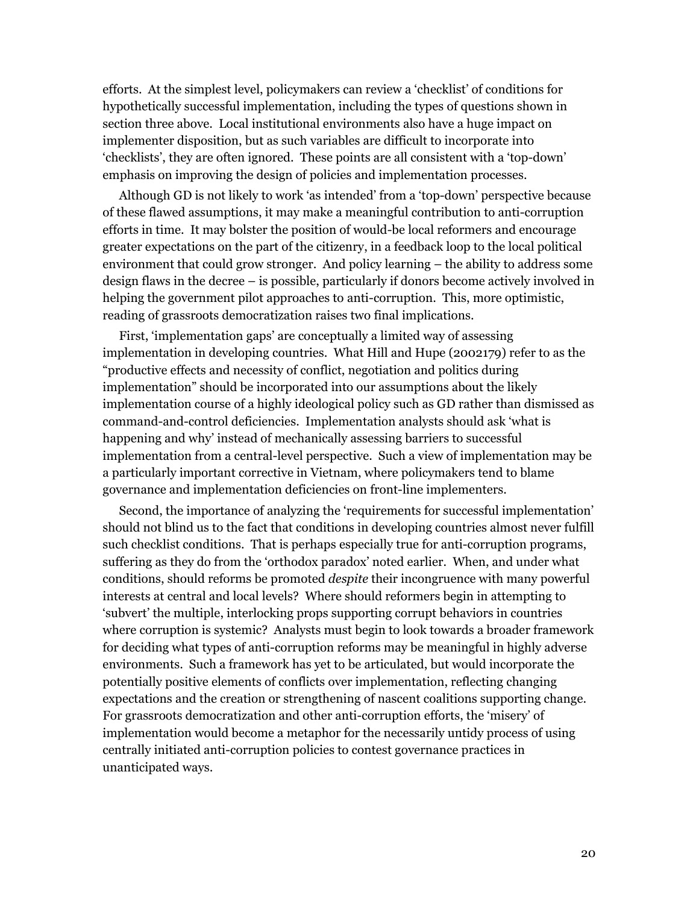efforts. At the simplest level, policymakers can review a 'checklist' of conditions for hypothetically successful implementation, including the types of questions shown in section three above. Local institutional environments also have a huge impact on implementer disposition, but as such variables are difficult to incorporate into 'checklists', they are often ignored. These points are all consistent with a 'top-down' emphasis on improving the design of policies and implementation processes.

Although GD is not likely to work 'as intended' from a 'top-down' perspective because of these flawed assumptions, it may make a meaningful contribution to anti-corruption efforts in time. It may bolster the position of would-be local reformers and encourage greater expectations on the part of the citizenry, in a feedback loop to the local political environment that could grow stronger. And policy learning – the ability to address some design flaws in the decree – is possible, particularly if donors become actively involved in helping the government pilot approaches to anti-corruption. This, more optimistic, reading of grassroots democratization raises two final implications.

First, 'implementation gaps' are conceptually a limited way of assessing implementation in developing countries. What Hill and Hupe (2002179) refer to as the "productive effects and necessity of conflict, negotiation and politics during implementation" should be incorporated into our assumptions about the likely implementation course of a highly ideological policy such as GD rather than dismissed as command-and-control deficiencies. Implementation analysts should ask 'what is happening and why' instead of mechanically assessing barriers to successful implementation from a central-level perspective. Such a view of implementation may be a particularly important corrective in Vietnam, where policymakers tend to blame governance and implementation deficiencies on front-line implementers.

Second, the importance of analyzing the 'requirements for successful implementation' should not blind us to the fact that conditions in developing countries almost never fulfill such checklist conditions. That is perhaps especially true for anti-corruption programs, suffering as they do from the 'orthodox paradox' noted earlier. When, and under what conditions, should reforms be promoted *despite* their incongruence with many powerful interests at central and local levels? Where should reformers begin in attempting to 'subvert' the multiple, interlocking props supporting corrupt behaviors in countries where corruption is systemic? Analysts must begin to look towards a broader framework for deciding what types of anti-corruption reforms may be meaningful in highly adverse environments. Such a framework has yet to be articulated, but would incorporate the potentially positive elements of conflicts over implementation, reflecting changing expectations and the creation or strengthening of nascent coalitions supporting change. For grassroots democratization and other anti-corruption efforts, the 'misery' of implementation would become a metaphor for the necessarily untidy process of using centrally initiated anti-corruption policies to contest governance practices in unanticipated ways.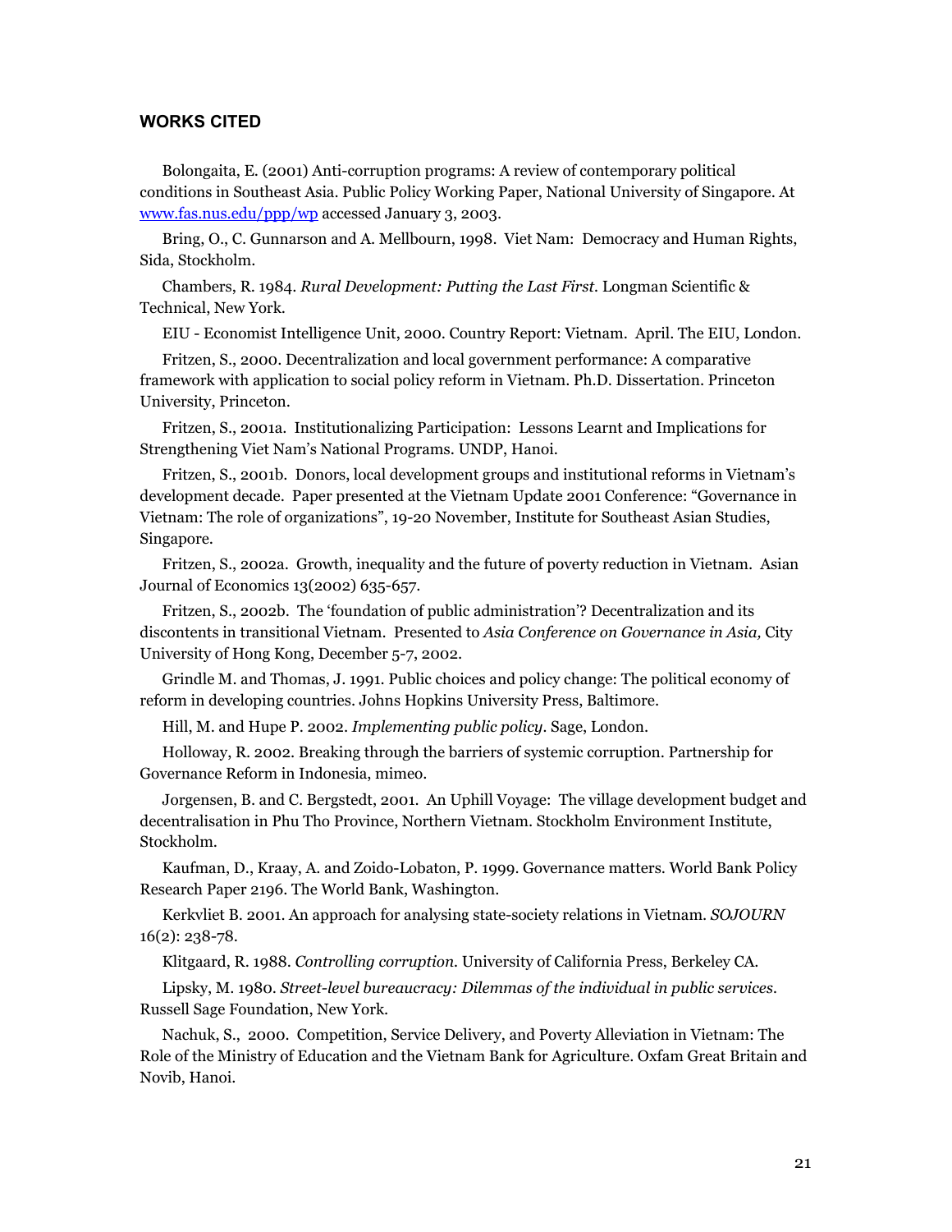## WORKS CITED

Bolongaita, E. (2001) Anti-corruption programs: A review of contemporary political conditions in Southeast Asia. Public Policy Working Paper, National University of Singapore. At www.fas.nus.edu/ppp/wp accessed January 3, 2003.

Bring, O., C. Gunnarson and A. Mellbourn, 1998. Viet Nam: Democracy and Human Rights, Sida, Stockholm.

Chambers, R. 1984. *Rural Development: Putting the Last First.* Longman Scientific & Technical, New York.

EIU - Economist Intelligence Unit, 2000. Country Report: Vietnam. April. The EIU, London.

Fritzen, S., 2000. Decentralization and local government performance: A comparative framework with application to social policy reform in Vietnam. Ph.D. Dissertation. Princeton University, Princeton.

Fritzen, S., 2001a. Institutionalizing Participation: Lessons Learnt and Implications for Strengthening Viet Nam's National Programs. UNDP, Hanoi.

Fritzen, S., 2001b. Donors, local development groups and institutional reforms in Vietnam's development decade. Paper presented at the Vietnam Update 2001 Conference: "Governance in Vietnam: The role of organizations", 19-20 November, Institute for Southeast Asian Studies, Singapore.

Fritzen, S., 2002a. Growth, inequality and the future of poverty reduction in Vietnam. Asian Journal of Economics 13(2002) 635-657.

Fritzen, S., 2002b. The 'foundation of public administration'? Decentralization and its discontents in transitional Vietnam. Presented to *Asia Conference on Governance in Asia,* City University of Hong Kong, December 5-7, 2002.

Grindle M. and Thomas, J. 1991. Public choices and policy change: The political economy of reform in developing countries. Johns Hopkins University Press, Baltimore.

Hill, M. and Hupe P. 2002. *Implementing public policy.* Sage, London.

Holloway, R. 2002. Breaking through the barriers of systemic corruption. Partnership for Governance Reform in Indonesia, mimeo.

Jorgensen, B. and C. Bergstedt, 2001. An Uphill Voyage: The village development budget and decentralisation in Phu Tho Province, Northern Vietnam. Stockholm Environment Institute, Stockholm.

Kaufman, D., Kraay, A. and Zoido-Lobaton, P. 1999. Governance matters. World Bank Policy Research Paper 2196. The World Bank, Washington.

Kerkvliet B. 2001. An approach for analysing state-society relations in Vietnam. *SOJOURN* 16(2): 238-78.

Klitgaard, R. 1988. *Controlling corruption.* University of California Press, Berkeley CA.

Lipsky, M. 1980. *Street-level bureaucracy: Dilemmas of the individual in public services.* Russell Sage Foundation, New York.

Nachuk, S., 2000. Competition, Service Delivery, and Poverty Alleviation in Vietnam: The Role of the Ministry of Education and the Vietnam Bank for Agriculture. Oxfam Great Britain and Novib, Hanoi.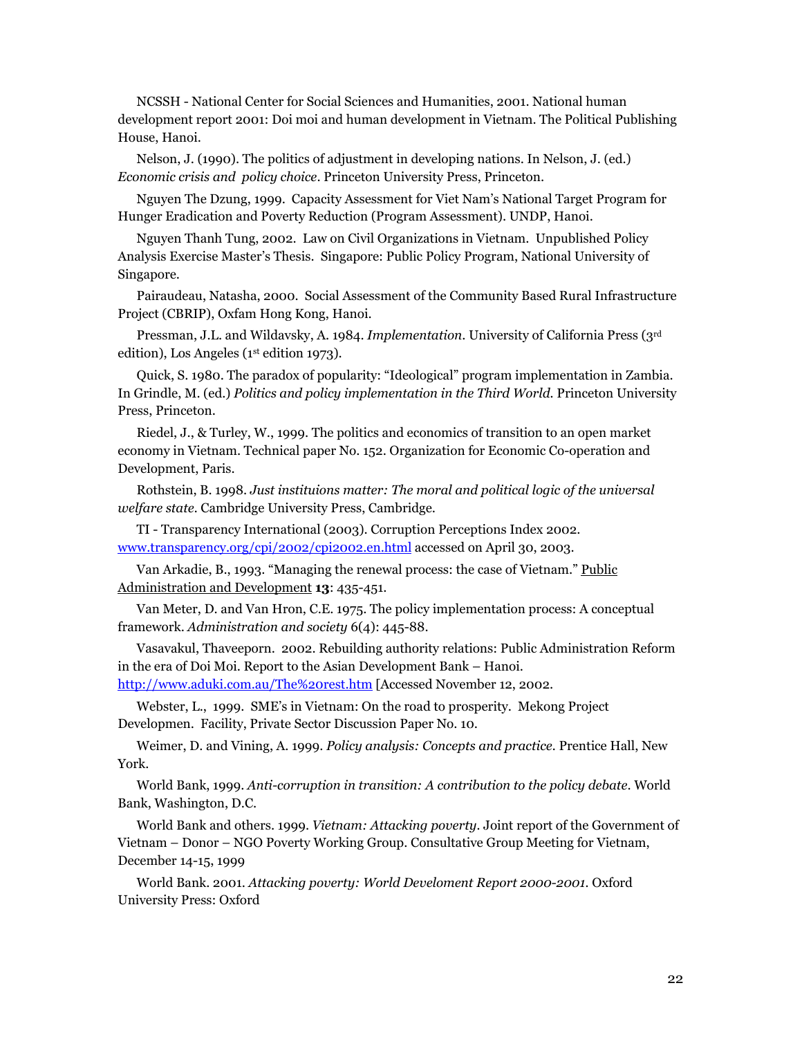NCSSH - National Center for Social Sciences and Humanities, 2001. National human development report 2001: Doi moi and human development in Vietnam. The Political Publishing House, Hanoi.

Nelson, J. (1990). The politics of adjustment in developing nations. In Nelson, J. (ed.) *Economic crisis and policy choice*. Princeton University Press, Princeton.

Nguyen The Dzung, 1999. Capacity Assessment for Viet Nam's National Target Program for Hunger Eradication and Poverty Reduction (Program Assessment). UNDP, Hanoi.

Nguyen Thanh Tung, 2002. Law on Civil Organizations in Vietnam. Unpublished Policy Analysis Exercise Master's Thesis. Singapore: Public Policy Program, National University of Singapore.

Pairaudeau, Natasha, 2000. Social Assessment of the Community Based Rural Infrastructure Project (CBRIP), Oxfam Hong Kong, Hanoi.

Pressman, J.L. and Wildavsky, A. 1984. *Implementation*. University of California Press (3rd edition), Los Angeles (1st edition 1973).

Quick, S. 1980. The paradox of popularity: "Ideological" program implementation in Zambia. In Grindle, M. (ed.) *Politics and policy implementation in the Third World.* Princeton University Press, Princeton.

Riedel, J., & Turley, W., 1999. The politics and economics of transition to an open market economy in Vietnam. Technical paper No. 152. Organization for Economic Co-operation and Development, Paris.

Rothstein, B. 1998. *Just instituions matter: The moral and political logic of the universal welfare state.* Cambridge University Press, Cambridge.

TI - Transparency International (2003). Corruption Perceptions Index 2002. www.transparency.org/cpi/2002/cpi2002.en.html accessed on April 30, 2003.

Van Arkadie, B., 1993. "Managing the renewal process: the case of Vietnam." Public Administration and Development **13**: 435-451.

Van Meter, D. and Van Hron, C.E. 1975. The policy implementation process: A conceptual framework. *Administration and society* 6(4): 445-88.

Vasavakul, Thaveeporn. 2002. Rebuilding authority relations: Public Administration Reform in the era of Doi Moi. Report to the Asian Development Bank – Hanoi. http://www.aduki.com.au/The%20rest.htm [Accessed November 12, 2002.

Webster, L., 1999. SME's in Vietnam: On the road to prosperity. Mekong Project Developmen. Facility, Private Sector Discussion Paper No. 10.

Weimer, D. and Vining, A. 1999. *Policy analysis: Concepts and practice.* Prentice Hall, New York.

World Bank, 1999. *Anti-corruption in transition: A contribution to the policy debate*. World Bank, Washington, D.C.

World Bank and others. 1999. *Vietnam: Attacking poverty*. Joint report of the Government of Vietnam – Donor – NGO Poverty Working Group. Consultative Group Meeting for Vietnam, December 14-15, 1999

World Bank. 2001. *Attacking poverty: World Develoment Report 2000-2001*. Oxford University Press: Oxford